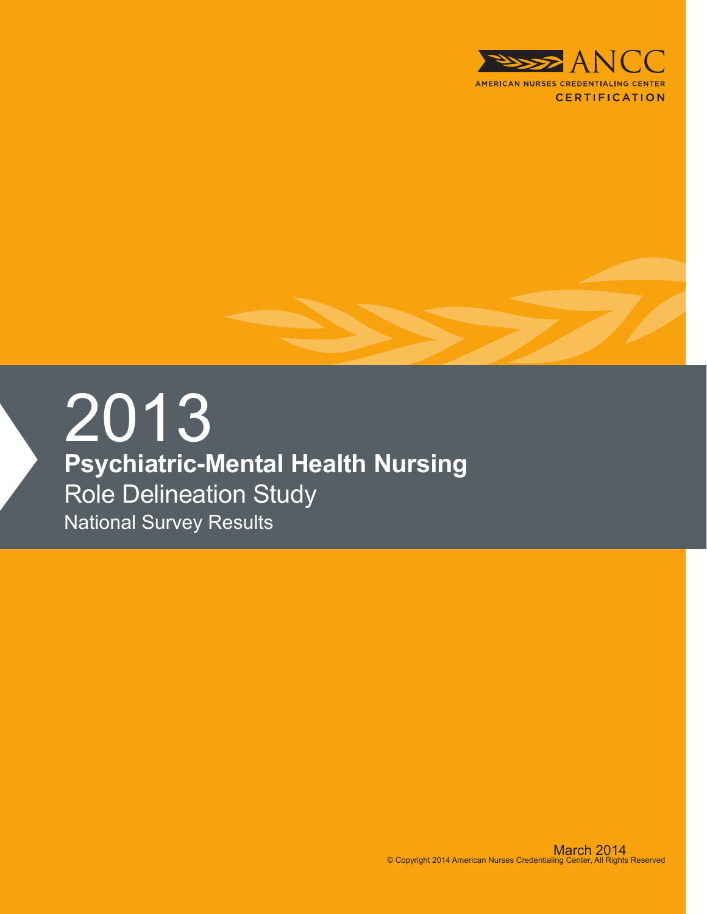ANCC

AMERICAN NURSES CREDENTIALING CENTER

CERTIFICATION

# 2013

## Psychiatric-Mental Health Nursing

Role Delineation Study

National Survey Results

March 2014

© Copyright 2014 American Nurses Credentialing Center, All Rights Reserved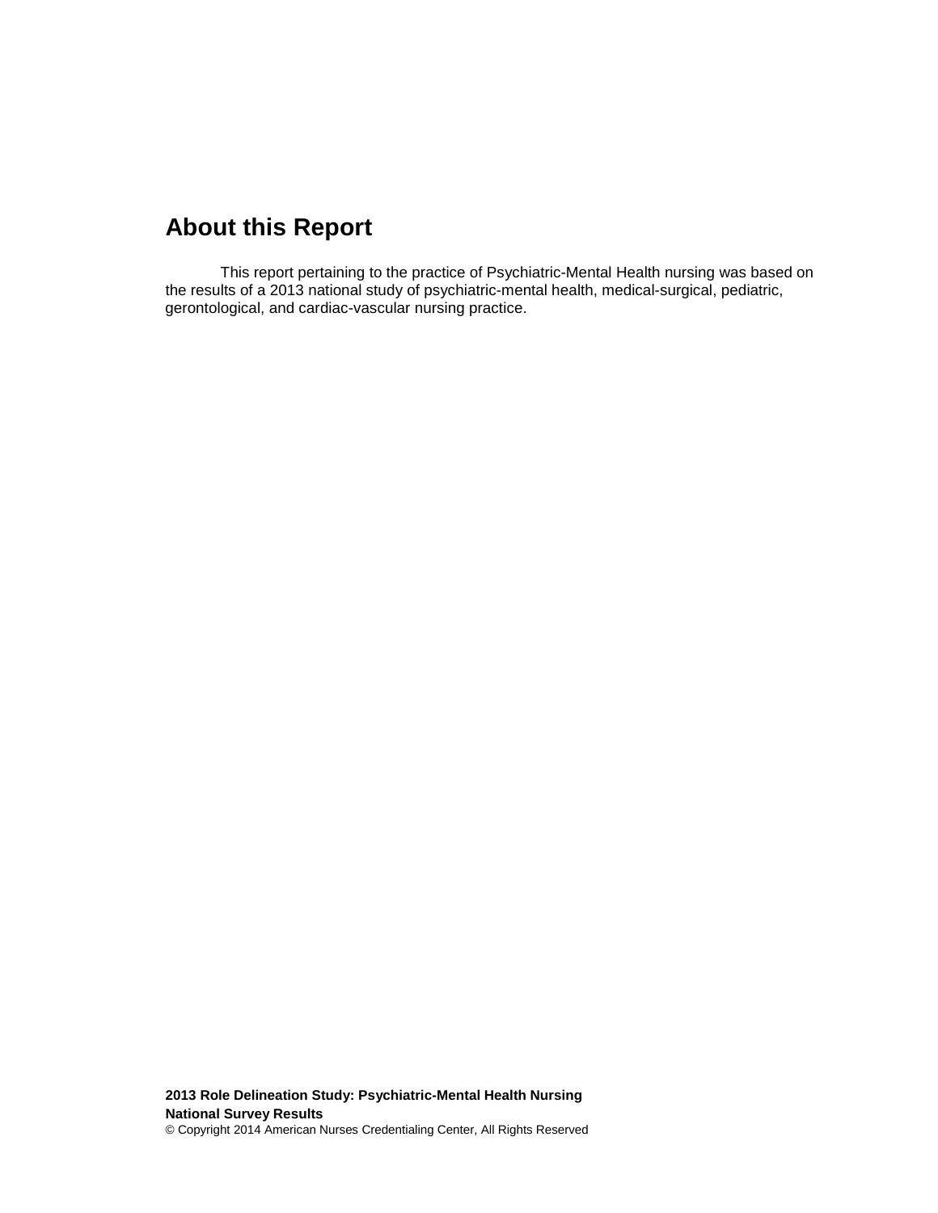## About this Report

This report pertaining to the practice of Psychiatric-Mental Health nursing was based on the results of a 2013 national study of psychiatric-mental health, medical-surgical, pediatric, gerontological, and cardiac-vascular nursing practice.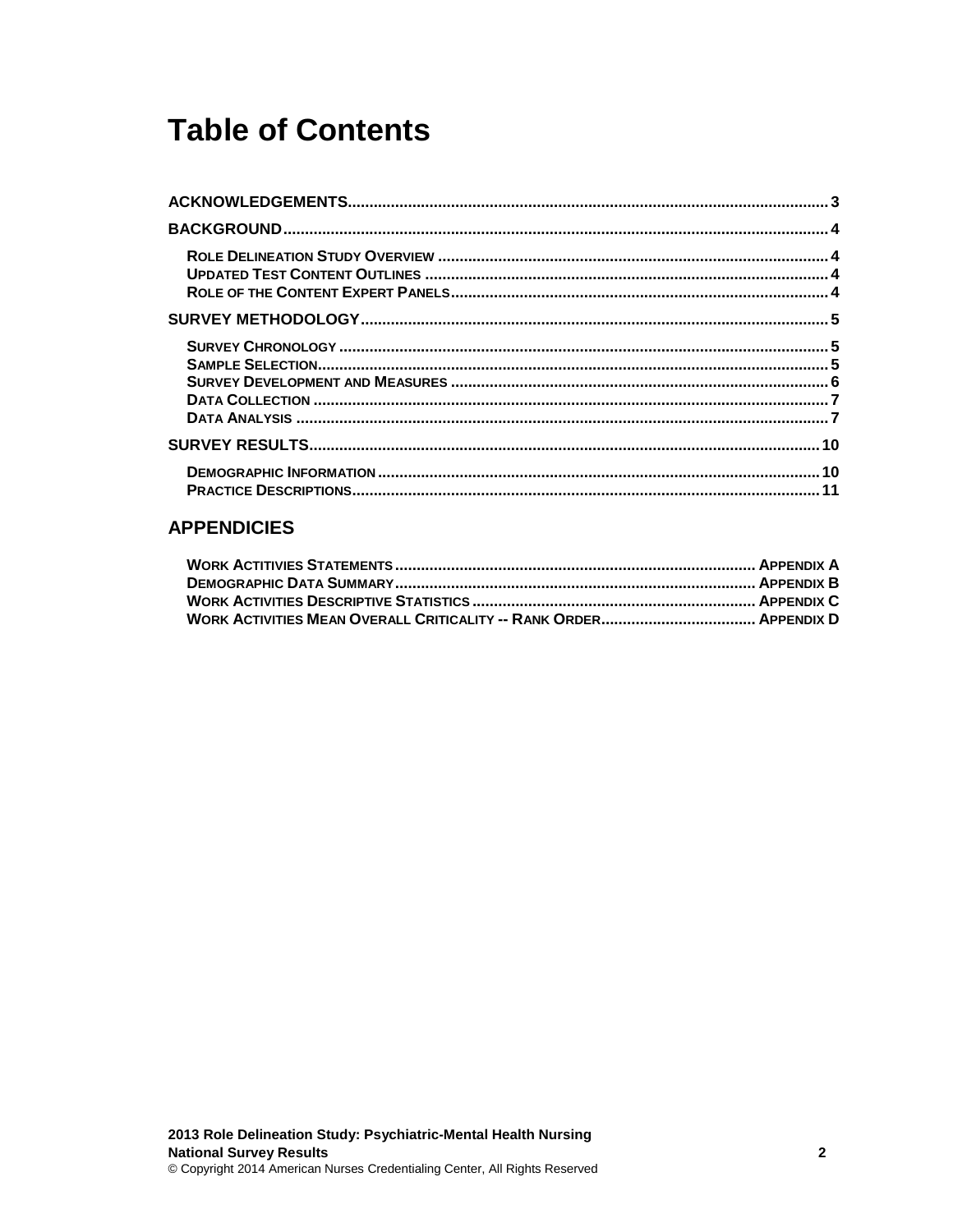# Table of Contents

**ACKNOWLEDGEMENTS**..............................................................................................................3

**BACKGROUND**.........................................................................................................................4

- **Role Delineation Study Overview**.....................................................................................4
- **Updated Test Content Outlines**........................................................................................4
- **Role of the Content Expert Panels**...................................................................................4

**SURVEY METHODOLOGY**.........................................................................................................5

- **Survey Chronology**..........................................................................................................5
- **Sample Selection**.............................................................................................................5
- **Survey Development and Measures**.................................................................................6
- **Data Collection**................................................................................................................7
- **Data Analysis**..................................................................................................................7

**SURVEY RESULTS**..................................................................................................................10

- **Demographic Information**...............................................................................................10
- **Practice Descriptions**.....................................................................................................11

## APPENDICIES

- **Work Actitivies Statements**..................................................................................Appendix A
- **Demographic Data Summary**................................................................................Appendix B
- **Work Activities Descriptive Statistics**..................................................................Appendix C
- **Work Activities Mean Overall Criticality -- Rank Order**.........................................Appendix D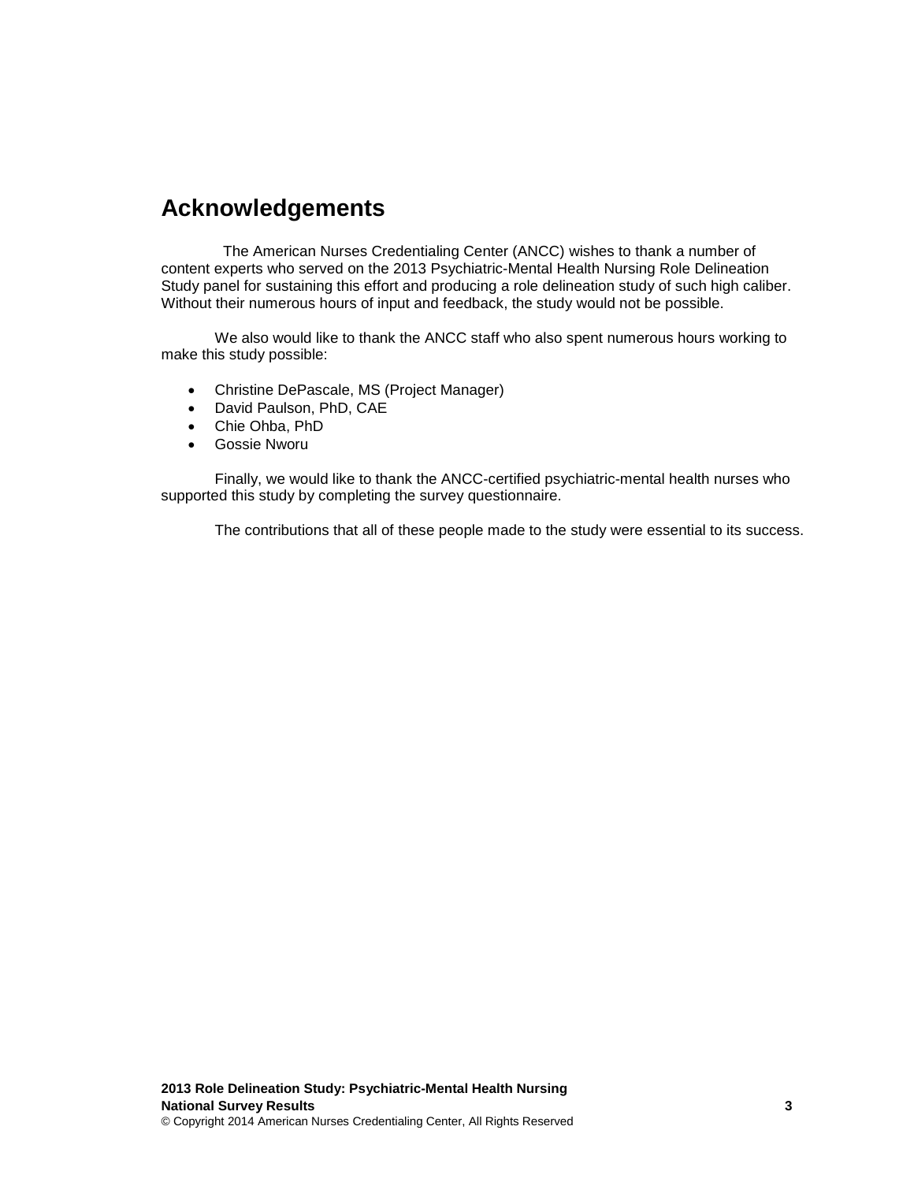## Acknowledgements

The American Nurses Credentialing Center (ANCC) wishes to thank a number of content experts who served on the 2013 Psychiatric-Mental Health Nursing Role Delineation Study panel for sustaining this effort and producing a role delineation study of such high caliber. Without their numerous hours of input and feedback, the study would not be possible.

We also would like to thank the ANCC staff who also spent numerous hours working to make this study possible:

- Christine DePascale, MS (Project Manager)
- David Paulson, PhD, CAE
- Chie Ohba, PhD
- Gossie Nworu

Finally, we would like to thank the ANCC-certified psychiatric-mental health nurses who supported this study by completing the survey questionnaire.

The contributions that all of these people made to the study were essential to its success.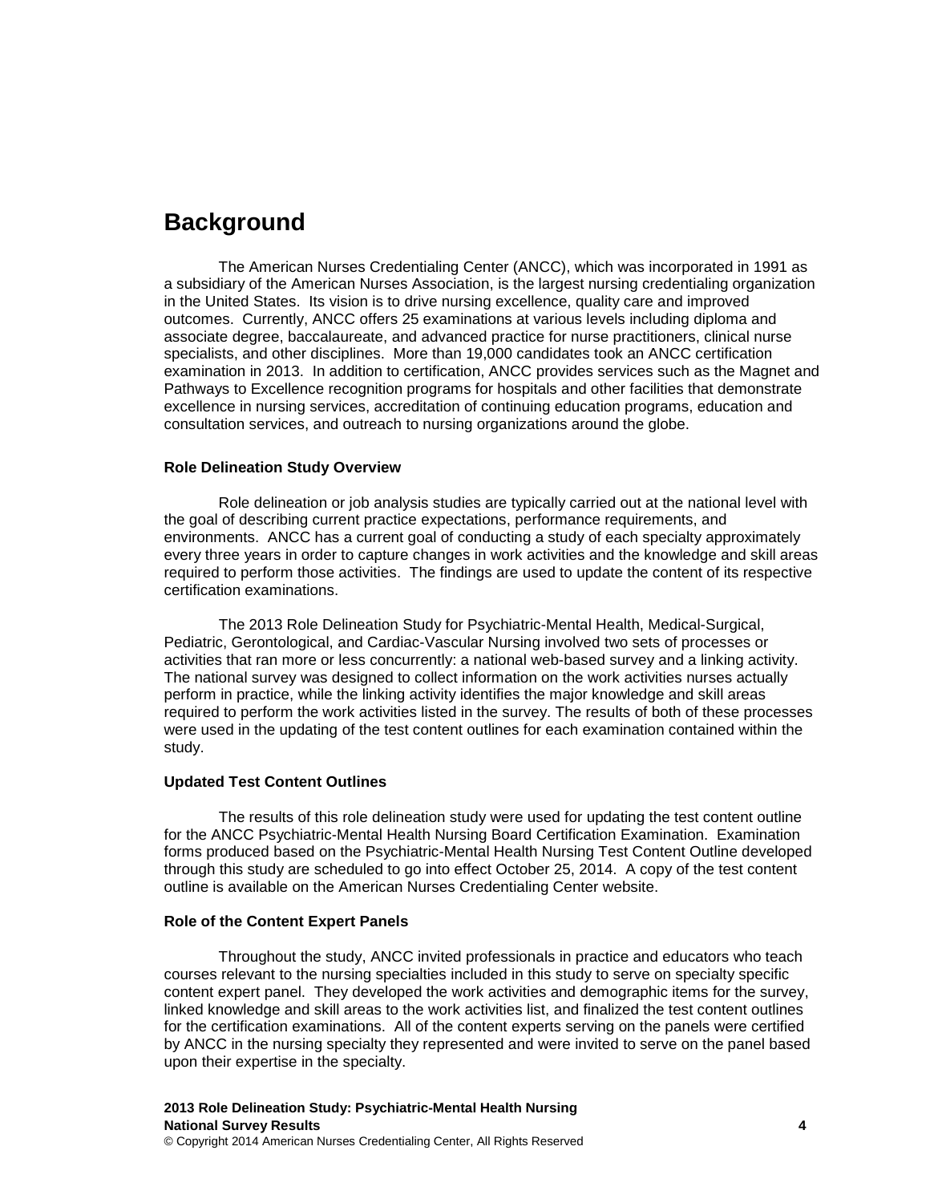# Background

The American Nurses Credentialing Center (ANCC), which was incorporated in 1991 as a subsidiary of the American Nurses Association, is the largest nursing credentialing organization in the United States. Its vision is to drive nursing excellence, quality care and improved outcomes. Currently, ANCC offers 25 examinations at various levels including diploma and associate degree, baccalaureate, and advanced practice for nurse practitioners, clinical nurse specialists, and other disciplines. More than 19,000 candidates took an ANCC certification examination in 2013. In addition to certification, ANCC provides services such as the Magnet and Pathways to Excellence recognition programs for hospitals and other facilities that demonstrate excellence in nursing services, accreditation of continuing education programs, education and consultation services, and outreach to nursing organizations around the globe.

### Role Delineation Study Overview

Role delineation or job analysis studies are typically carried out at the national level with the goal of describing current practice expectations, performance requirements, and environments. ANCC has a current goal of conducting a study of each specialty approximately every three years in order to capture changes in work activities and the knowledge and skill areas required to perform those activities. The findings are used to update the content of its respective certification examinations.

The 2013 Role Delineation Study for Psychiatric-Mental Health, Medical-Surgical, Pediatric, Gerontological, and Cardiac-Vascular Nursing involved two sets of processes or activities that ran more or less concurrently: a national web-based survey and a linking activity. The national survey was designed to collect information on the work activities nurses actually perform in practice, while the linking activity identifies the major knowledge and skill areas required to perform the work activities listed in the survey. The results of both of these processes were used in the updating of the test content outlines for each examination contained within the study.

### Updated Test Content Outlines

The results of this role delineation study were used for updating the test content outline for the ANCC Psychiatric-Mental Health Nursing Board Certification Examination. Examination forms produced based on the Psychiatric-Mental Health Nursing Test Content Outline developed through this study are scheduled to go into effect October 25, 2014. A copy of the test content outline is available on the American Nurses Credentialing Center website.

### Role of the Content Expert Panels

Throughout the study, ANCC invited professionals in practice and educators who teach courses relevant to the nursing specialties included in this study to serve on specialty specific content expert panel. They developed the work activities and demographic items for the survey, linked knowledge and skill areas to the work activities list, and finalized the test content outlines for the certification examinations. All of the content experts serving on the panels were certified by ANCC in the nursing specialty they represented and were invited to serve on the panel based upon their expertise in the specialty.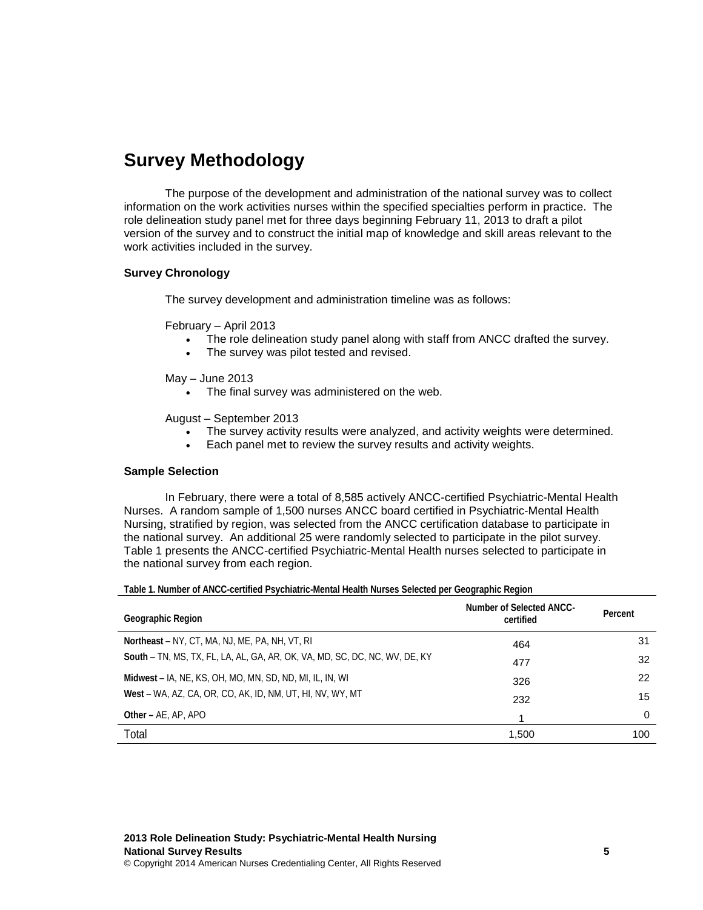## Survey Methodology

The purpose of the development and administration of the national survey was to collect information on the work activities nurses within the specified specialties perform in practice. The role delineation study panel met for three days beginning February 11, 2013 to draft a pilot version of the survey and to construct the initial map of knowledge and skill areas relevant to the work activities included in the survey.

### Survey Chronology

The survey development and administration timeline was as follows:

February – April 2013

- The role delineation study panel along with staff from ANCC drafted the survey.
- The survey was pilot tested and revised.

May – June 2013

- The final survey was administered on the web.

August – September 2013

- The survey activity results were analyzed, and activity weights were determined.
- Each panel met to review the survey results and activity weights.

### Sample Selection

In February, there were a total of 8,585 actively ANCC-certified Psychiatric-Mental Health Nurses. A random sample of 1,500 nurses ANCC board certified in Psychiatric-Mental Health Nursing, stratified by region, was selected from the ANCC certification database to participate in the national survey. An additional 25 were randomly selected to participate in the pilot survey. Table 1 presents the ANCC-certified Psychiatric-Mental Health nurses selected to participate in the national survey from each region.

**Table 1. Number of ANCC-certified Psychiatric-Mental Health Nurses Selected per Geographic Region**

| Geographic Region | Number of Selected ANCC-certified | Percent |
|---|---|---|
| **Northeast** – NY, CT, MA, NJ, ME, PA, NH, VT, RI | 464 | 31 |
| **South** – TN, MS, TX, FL, LA, AL, GA, AR, OK, VA, MD, SC, DC, NC, WV, DE, KY | 477 | 32 |
| **Midwest** – IA, NE, KS, OH, MO, MN, SD, ND, MI, IL, IN, WI | 326 | 22 |
| **West** – WA, AZ, CA, OR, CO, AK, ID, NM, UT, HI, NV, WY, MT | 232 | 15 |
| **Other** – AE, AP, APO | 1 | 0 |
| Total | 1,500 | 100 |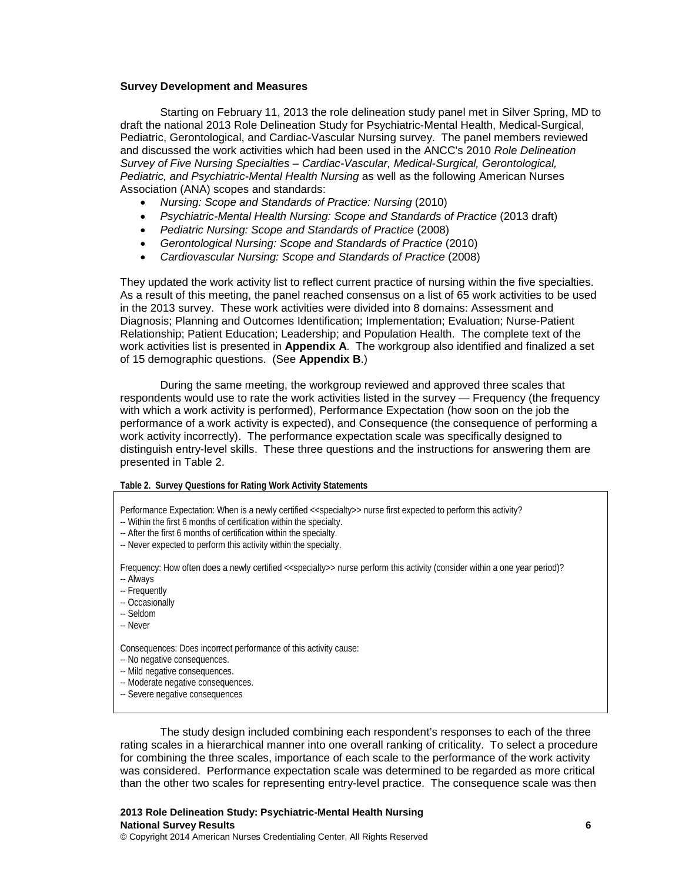**Survey Development and Measures**

Starting on February 11, 2013 the role delineation study panel met in Silver Spring, MD to draft the national 2013 Role Delineation Study for Psychiatric-Mental Health, Medical-Surgical, Pediatric, Gerontological, and Cardiac-Vascular Nursing survey. The panel members reviewed and discussed the work activities which had been used in the ANCC's 2010 *Role Delineation Survey of Five Nursing Specialties – Cardiac-Vascular, Medical-Surgical, Gerontological, Pediatric, and Psychiatric-Mental Health Nursing* as well as the following American Nurses Association (ANA) scopes and standards:

- *Nursing: Scope and Standards of Practice: Nursing* (2010)
- *Psychiatric-Mental Health Nursing: Scope and Standards of Practice* (2013 draft)
- *Pediatric Nursing: Scope and Standards of Practice* (2008)
- *Gerontological Nursing: Scope and Standards of Practice* (2010)
- *Cardiovascular Nursing: Scope and Standards of Practice* (2008)

They updated the work activity list to reflect current practice of nursing within the five specialties. As a result of this meeting, the panel reached consensus on a list of 65 work activities to be used in the 2013 survey. These work activities were divided into 8 domains: Assessment and Diagnosis; Planning and Outcomes Identification; Implementation; Evaluation; Nurse-Patient Relationship; Patient Education; Leadership; and Population Health. The complete text of the work activities list is presented in **Appendix A**. The workgroup also identified and finalized a set of 15 demographic questions. (See **Appendix B**.)

During the same meeting, the workgroup reviewed and approved three scales that respondents would use to rate the work activities listed in the survey — Frequency (the frequency with which a work activity is performed), Performance Expectation (how soon on the job the performance of a work activity is expected), and Consequence (the consequence of performing a work activity incorrectly). The performance expectation scale was specifically designed to distinguish entry-level skills. These three questions and the instructions for answering them are presented in Table 2.

**Table 2. Survey Questions for Rating Work Activity Statements**

| |
|---|
| Performance Expectation: When is a newly certified <<specialty>> nurse first expected to perform this activity?<br>-- Within the first 6 months of certification within the specialty.<br>-- After the first 6 months of certification within the specialty.<br>-- Never expected to perform this activity within the specialty. |
| Frequency: How often does a newly certified <<specialty>> nurse perform this activity (consider within a one year period)?<br>-- Always<br>-- Frequently<br>-- Occasionally<br>-- Seldom<br>-- Never |
| Consequences: Does incorrect performance of this activity cause:<br>-- No negative consequences.<br>-- Mild negative consequences.<br>-- Moderate negative consequences.<br>-- Severe negative consequences |

The study design included combining each respondent's responses to each of the three rating scales in a hierarchical manner into one overall ranking of criticality. To select a procedure for combining the three scales, importance of each scale to the performance of the work activity was considered. Performance expectation scale was determined to be regarded as more critical than the other two scales for representing entry-level practice. The consequence scale was then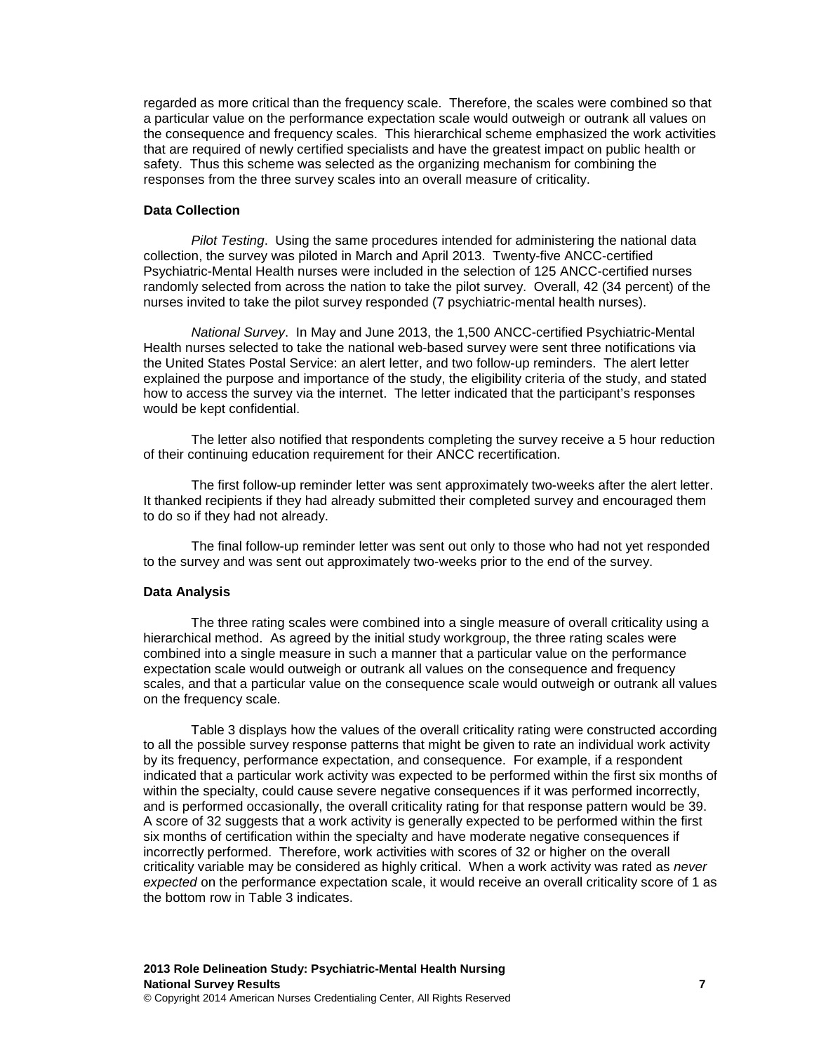regarded as more critical than the frequency scale. Therefore, the scales were combined so that a particular value on the performance expectation scale would outweigh or outrank all values on the consequence and frequency scales. This hierarchical scheme emphasized the work activities that are required of newly certified specialists and have the greatest impact on public health or safety. Thus this scheme was selected as the organizing mechanism for combining the responses from the three survey scales into an overall measure of criticality.

**Data Collection**

*Pilot Testing*. Using the same procedures intended for administering the national data collection, the survey was piloted in March and April 2013. Twenty-five ANCC-certified Psychiatric-Mental Health nurses were included in the selection of 125 ANCC-certified nurses randomly selected from across the nation to take the pilot survey. Overall, 42 (34 percent) of the nurses invited to take the pilot survey responded (7 psychiatric-mental health nurses).

*National Survey*. In May and June 2013, the 1,500 ANCC-certified Psychiatric-Mental Health nurses selected to take the national web-based survey were sent three notifications via the United States Postal Service: an alert letter, and two follow-up reminders. The alert letter explained the purpose and importance of the study, the eligibility criteria of the study, and stated how to access the survey via the internet. The letter indicated that the participant's responses would be kept confidential.

The letter also notified that respondents completing the survey receive a 5 hour reduction of their continuing education requirement for their ANCC recertification.

The first follow-up reminder letter was sent approximately two-weeks after the alert letter. It thanked recipients if they had already submitted their completed survey and encouraged them to do so if they had not already.

The final follow-up reminder letter was sent out only to those who had not yet responded to the survey and was sent out approximately two-weeks prior to the end of the survey.

**Data Analysis**

The three rating scales were combined into a single measure of overall criticality using a hierarchical method. As agreed by the initial study workgroup, the three rating scales were combined into a single measure in such a manner that a particular value on the performance expectation scale would outweigh or outrank all values on the consequence and frequency scales, and that a particular value on the consequence scale would outweigh or outrank all values on the frequency scale.

Table 3 displays how the values of the overall criticality rating were constructed according to all the possible survey response patterns that might be given to rate an individual work activity by its frequency, performance expectation, and consequence. For example, if a respondent indicated that a particular work activity was expected to be performed within the first six months of within the specialty, could cause severe negative consequences if it was performed incorrectly, and is performed occasionally, the overall criticality rating for that response pattern would be 39. A score of 32 suggests that a work activity is generally expected to be performed within the first six months of certification within the specialty and have moderate negative consequences if incorrectly performed. Therefore, work activities with scores of 32 or higher on the overall criticality variable may be considered as highly critical. When a work activity was rated as *never expected* on the performance expectation scale, it would receive an overall criticality score of 1 as the bottom row in Table 3 indicates.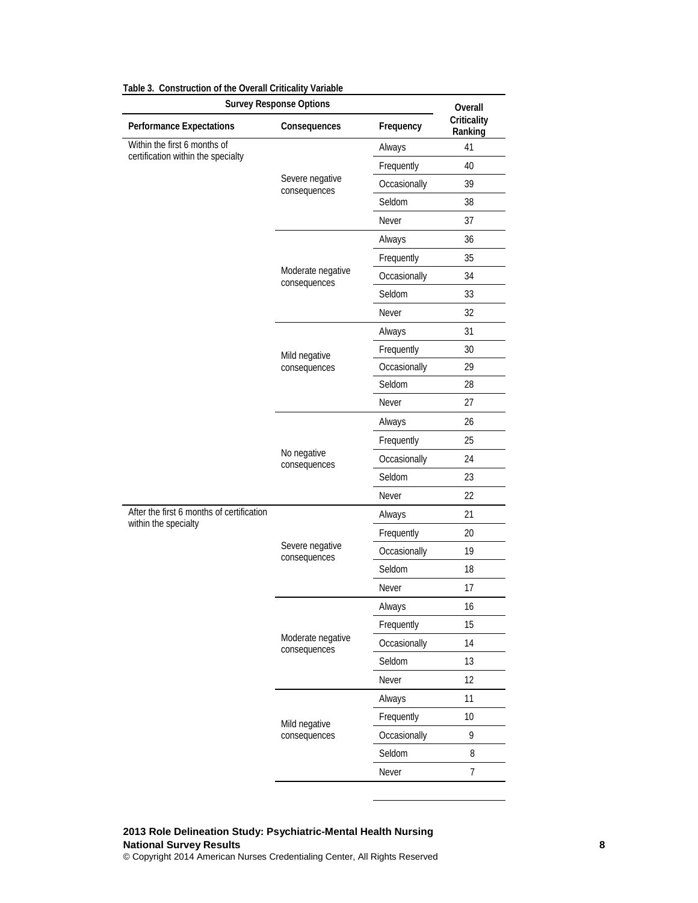**Table 3. Construction of the Overall Criticality Variable**

| Survey Response Options | | | Overall Criticality Ranking |
|---|---|---|---|
| Performance Expectations | Consequences | Frequency | |
| Within the first 6 months of certification within the specialty | Severe negative consequences | Always | 41 |
| | | Frequently | 40 |
| | | Occasionally | 39 |
| | | Seldom | 38 |
| | | Never | 37 |
| | Moderate negative consequences | Always | 36 |
| | | Frequently | 35 |
| | | Occasionally | 34 |
| | | Seldom | 33 |
| | | Never | 32 |
| | Mild negative consequences | Always | 31 |
| | | Frequently | 30 |
| | | Occasionally | 29 |
| | | Seldom | 28 |
| | | Never | 27 |
| | No negative consequences | Always | 26 |
| | | Frequently | 25 |
| | | Occasionally | 24 |
| | | Seldom | 23 |
| | | Never | 22 |
| After the first 6 months of certification within the specialty | Severe negative consequences | Always | 21 |
| | | Frequently | 20 |
| | | Occasionally | 19 |
| | | Seldom | 18 |
| | | Never | 17 |
| | Moderate negative consequences | Always | 16 |
| | | Frequently | 15 |
| | | Occasionally | 14 |
| | | Seldom | 13 |
| | | Never | 12 |
| | Mild negative consequences | Always | 11 |
| | | Frequently | 10 |
| | | Occasionally | 9 |
| | | Seldom | 8 |
| | | Never | 7 |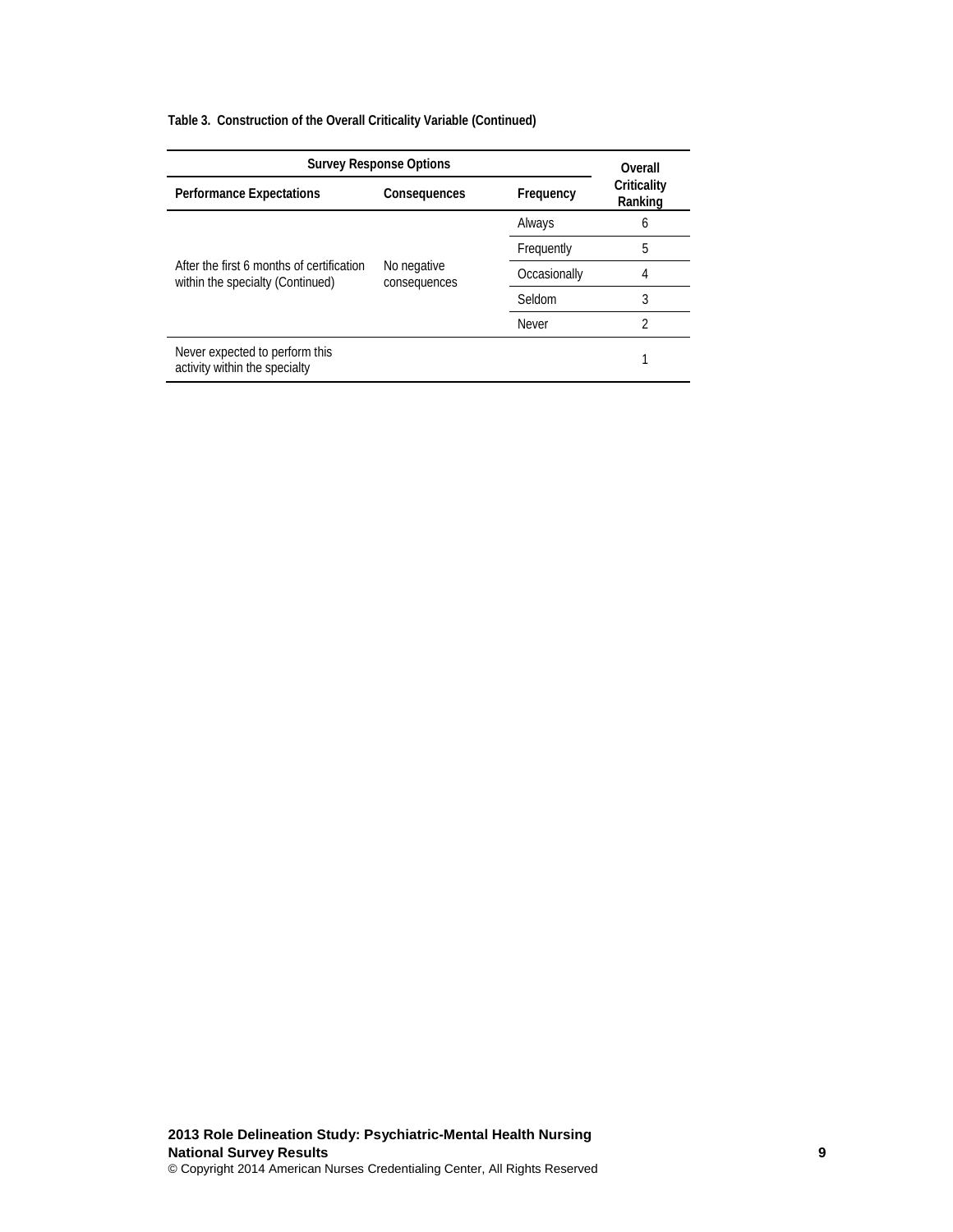**Table 3. Construction of the Overall Criticality Variable (Continued)**

| Survey Response Options | | | Overall Criticality Ranking |
|---|---|---|---|
| **Performance Expectations** | **Consequences** | **Frequency** | |
| After the first 6 months of certification within the specialty (Continued) | No negative consequences | Always | 6 |
| | | Frequently | 5 |
| | | Occasionally | 4 |
| | | Seldom | 3 |
| | | Never | 2 |
| Never expected to perform this activity within the specialty | | | 1 |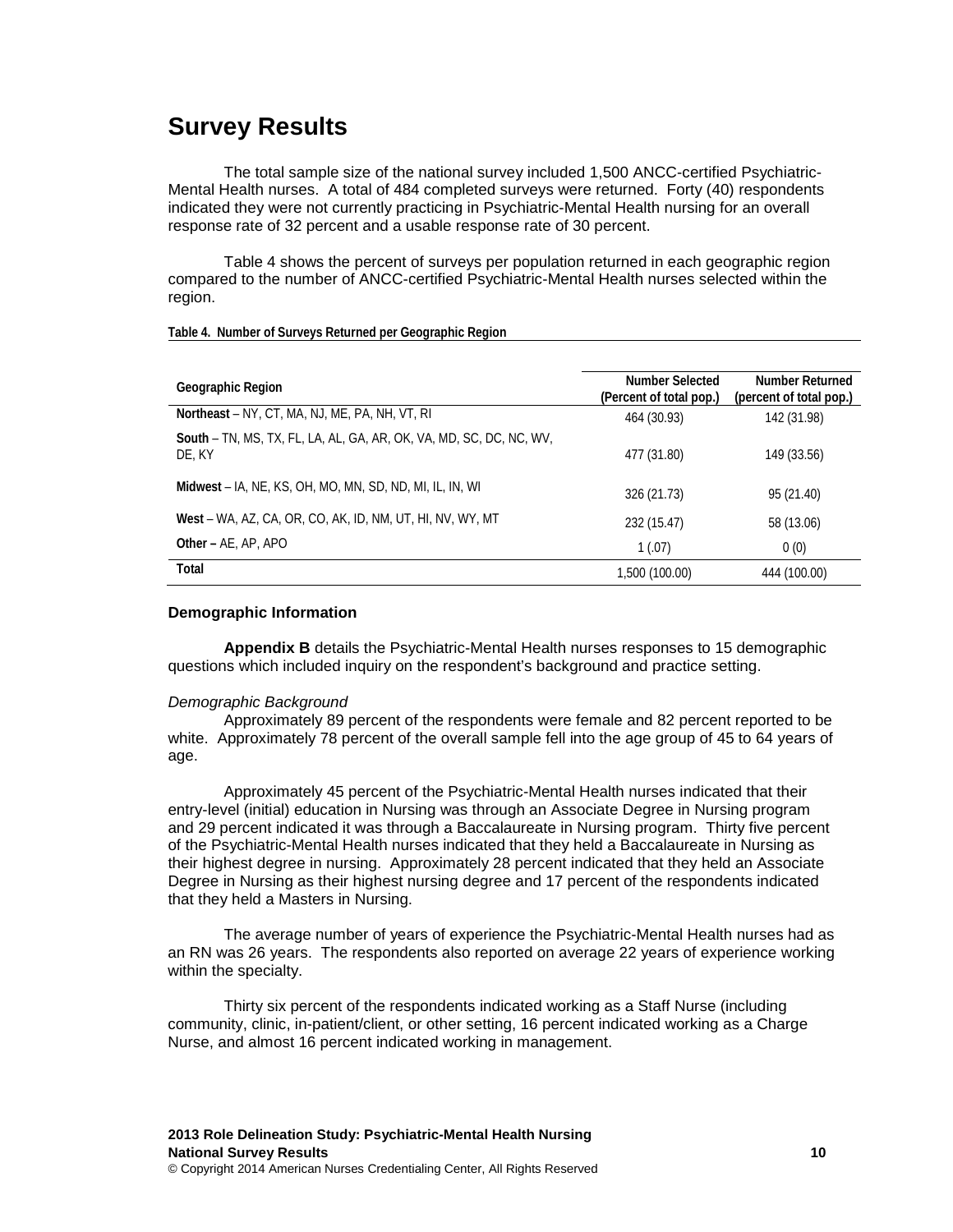# Survey Results

The total sample size of the national survey included 1,500 ANCC-certified Psychiatric-Mental Health nurses. A total of 484 completed surveys were returned. Forty (40) respondents indicated they were not currently practicing in Psychiatric-Mental Health nursing for an overall response rate of 32 percent and a usable response rate of 30 percent.

Table 4 shows the percent of surveys per population returned in each geographic region compared to the number of ANCC-certified Psychiatric-Mental Health nurses selected within the region.

**Table 4. Number of Surveys Returned per Geographic Region**

| Geographic Region | Number Selected (Percent of total pop.) | Number Returned (percent of total pop.) |
|---|---|---|
| **Northeast** – NY, CT, MA, NJ, ME, PA, NH, VT, RI | 464 (30.93) | 142 (31.98) |
| **South** – TN, MS, TX, FL, LA, AL, GA, AR, OK, VA, MD, SC, DC, NC, WV, DE, KY | 477 (31.80) | 149 (33.56) |
| **Midwest** – IA, NE, KS, OH, MO, MN, SD, ND, MI, IL, IN, WI | 326 (21.73) | 95 (21.40) |
| **West** – WA, AZ, CA, OR, CO, AK, ID, NM, UT, HI, NV, WY, MT | 232 (15.47) | 58 (13.06) |
| **Other** – AE, AP, APO | 1 (.07) | 0 (0) |
| **Total** | 1,500 (100.00) | 444 (100.00) |

### Demographic Information

**Appendix B** details the Psychiatric-Mental Health nurses responses to 15 demographic questions which included inquiry on the respondent's background and practice setting.

*Demographic Background*

Approximately 89 percent of the respondents were female and 82 percent reported to be white. Approximately 78 percent of the overall sample fell into the age group of 45 to 64 years of age.

Approximately 45 percent of the Psychiatric-Mental Health nurses indicated that their entry-level (initial) education in Nursing was through an Associate Degree in Nursing program and 29 percent indicated it was through a Baccalaureate in Nursing program. Thirty five percent of the Psychiatric-Mental Health nurses indicated that they held a Baccalaureate in Nursing as their highest degree in nursing. Approximately 28 percent indicated that they held an Associate Degree in Nursing as their highest nursing degree and 17 percent of the respondents indicated that they held a Masters in Nursing.

The average number of years of experience the Psychiatric-Mental Health nurses had as an RN was 26 years. The respondents also reported on average 22 years of experience working within the specialty.

Thirty six percent of the respondents indicated working as a Staff Nurse (including community, clinic, in-patient/client, or other setting, 16 percent indicated working as a Charge Nurse, and almost 16 percent indicated working in management.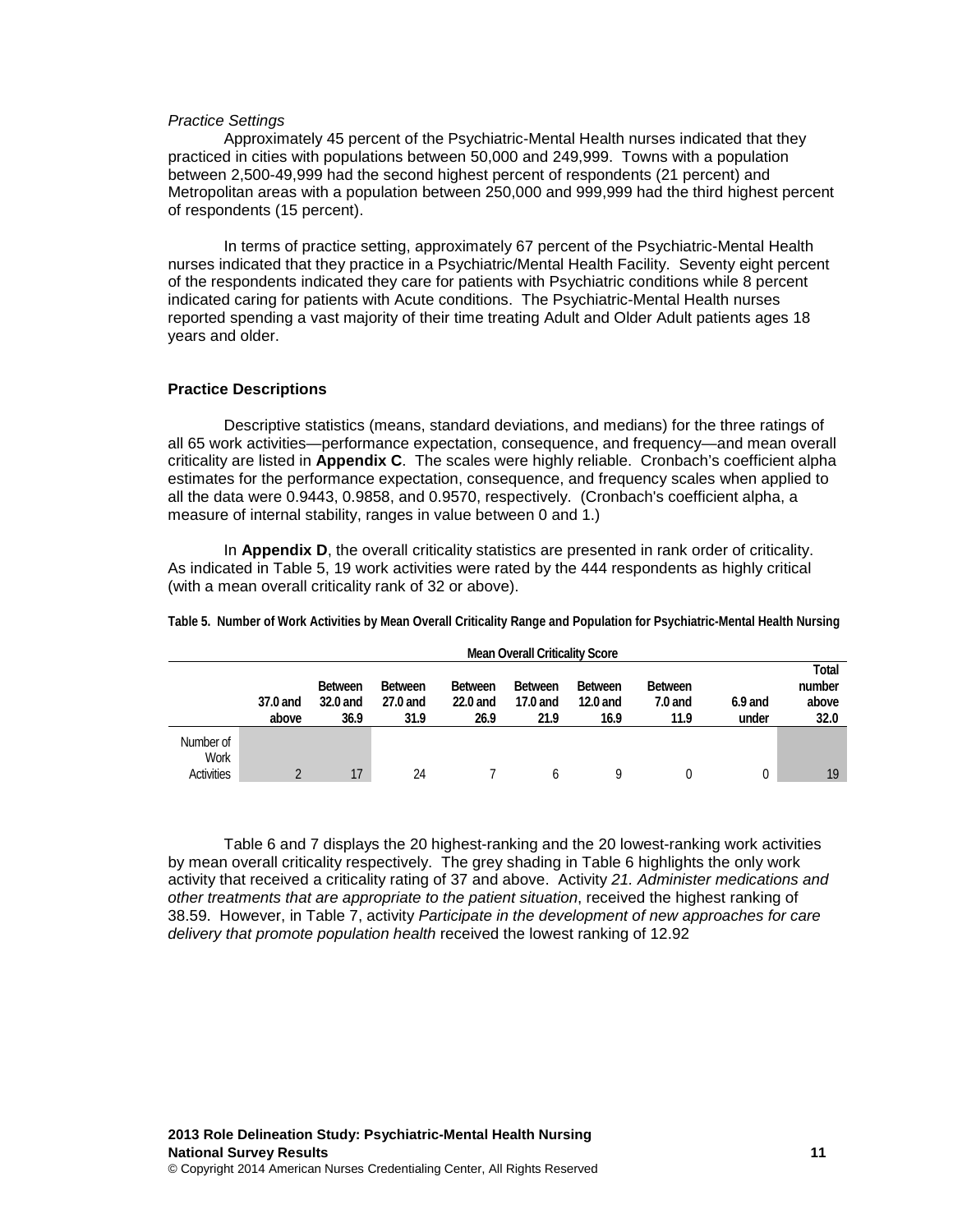*Practice Settings*

Approximately 45 percent of the Psychiatric-Mental Health nurses indicated that they practiced in cities with populations between 50,000 and 249,999. Towns with a population between 2,500-49,999 had the second highest percent of respondents (21 percent) and Metropolitan areas with a population between 250,000 and 999,999 had the third highest percent of respondents (15 percent).

In terms of practice setting, approximately 67 percent of the Psychiatric-Mental Health nurses indicated that they practice in a Psychiatric/Mental Health Facility. Seventy eight percent of the respondents indicated they care for patients with Psychiatric conditions while 8 percent indicated caring for patients with Acute conditions. The Psychiatric-Mental Health nurses reported spending a vast majority of their time treating Adult and Older Adult patients ages 18 years and older.

## Practice Descriptions

Descriptive statistics (means, standard deviations, and medians) for the three ratings of all 65 work activities—performance expectation, consequence, and frequency—and mean overall criticality are listed in **Appendix C**. The scales were highly reliable. Cronbach's coefficient alpha estimates for the performance expectation, consequence, and frequency scales when applied to all the data were 0.9443, 0.9858, and 0.9570, respectively. (Cronbach's coefficient alpha, a measure of internal stability, ranges in value between 0 and 1.)

In **Appendix D**, the overall criticality statistics are presented in rank order of criticality. As indicated in Table 5, 19 work activities were rated by the 444 respondents as highly critical (with a mean overall criticality rank of 32 or above).

**Table 5. Number of Work Activities by Mean Overall Criticality Range and Population for Psychiatric-Mental Health Nursing**

| | Mean Overall Criticality Score | | | | | | | | |
|---|---|---|---|---|---|---|---|---|---|
| | 37.0 and above | Between 32.0 and 36.9 | Between 27.0 and 31.9 | Between 22.0 and 26.9 | Between 17.0 and 21.9 | Between 12.0 and 16.9 | Between 7.0 and 11.9 | 6.9 and under | Total number above 32.0 |
| Number of Work Activities | 2 | 17 | 24 | 7 | 6 | 9 | 0 | 0 | 19 |

Table 6 and 7 displays the 20 highest-ranking and the 20 lowest-ranking work activities by mean overall criticality respectively. The grey shading in Table 6 highlights the only work activity that received a criticality rating of 37 and above. Activity *21. Administer medications and other treatments that are appropriate to the patient situation*, received the highest ranking of 38.59. However, in Table 7, activity *Participate in the development of new approaches for care delivery that promote population health* received the lowest ranking of 12.92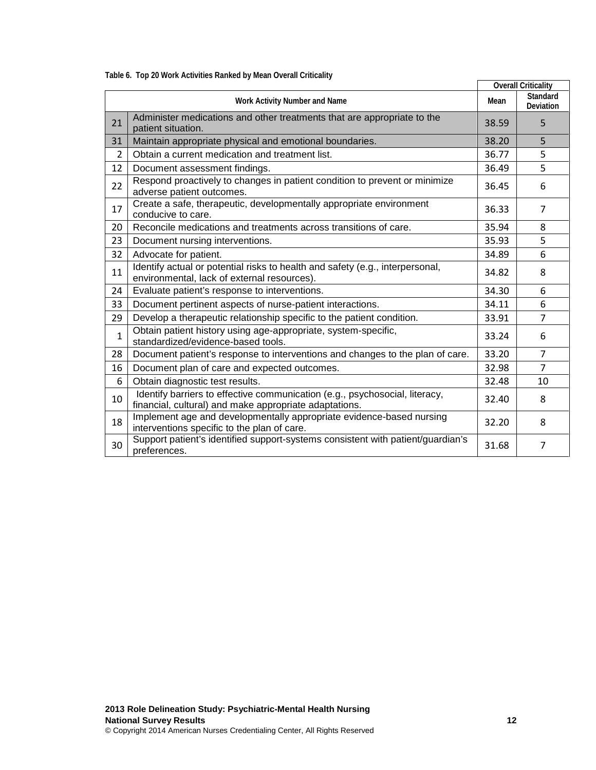**Table 6. Top 20 Work Activities Ranked by Mean Overall Criticality**

| Work Activity Number and Name | | Overall Criticality | |
|---|---|---|---|
| | | Mean | Standard Deviation |
| 21 | Administer medications and other treatments that are appropriate to the patient situation. | 38.59 | 5 |
| 31 | Maintain appropriate physical and emotional boundaries. | 38.20 | 5 |
| 2 | Obtain a current medication and treatment list. | 36.77 | 5 |
| 12 | Document assessment findings. | 36.49 | 5 |
| 22 | Respond proactively to changes in patient condition to prevent or minimize adverse patient outcomes. | 36.45 | 6 |
| 17 | Create a safe, therapeutic, developmentally appropriate environment conducive to care. | 36.33 | 7 |
| 20 | Reconcile medications and treatments across transitions of care. | 35.94 | 8 |
| 23 | Document nursing interventions. | 35.93 | 5 |
| 32 | Advocate for patient. | 34.89 | 6 |
| 11 | Identify actual or potential risks to health and safety (e.g., interpersonal, environmental, lack of external resources). | 34.82 | 8 |
| 24 | Evaluate patient's response to interventions. | 34.30 | 6 |
| 33 | Document pertinent aspects of nurse-patient interactions. | 34.11 | 6 |
| 29 | Develop a therapeutic relationship specific to the patient condition. | 33.91 | 7 |
| 1 | Obtain patient history using age-appropriate, system-specific, standardized/evidence-based tools. | 33.24 | 6 |
| 28 | Document patient's response to interventions and changes to the plan of care. | 33.20 | 7 |
| 16 | Document plan of care and expected outcomes. | 32.98 | 7 |
| 6 | Obtain diagnostic test results. | 32.48 | 10 |
| 10 | Identify barriers to effective communication (e.g., psychosocial, literacy, financial, cultural) and make appropriate adaptations. | 32.40 | 8 |
| 18 | Implement age and developmentally appropriate evidence-based nursing interventions specific to the plan of care. | 32.20 | 8 |
| 30 | Support patient's identified support-systems consistent with patient/guardian's preferences. | 31.68 | 7 |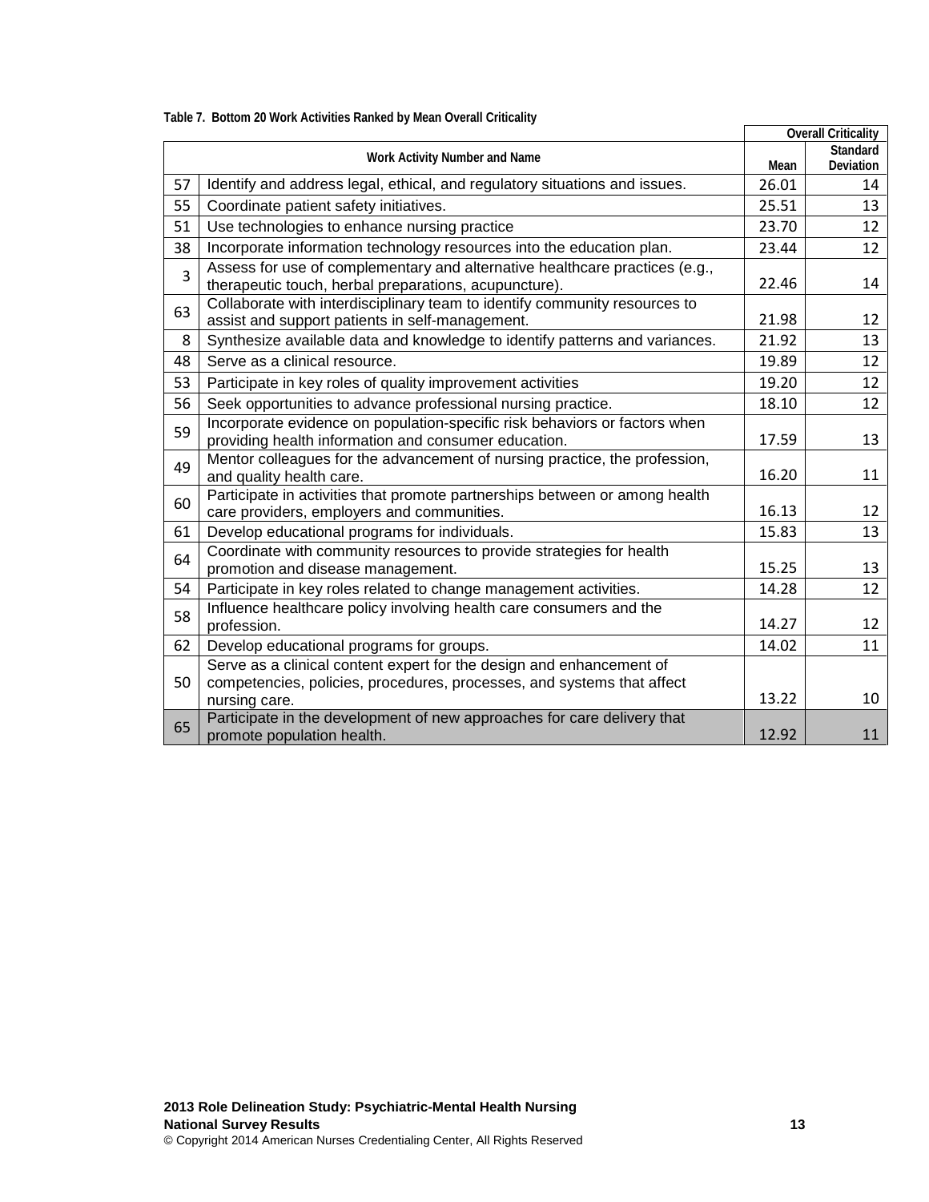**Table 7. Bottom 20 Work Activities Ranked by Mean Overall Criticality**

| Work Activity Number and Name | | Overall Criticality | |
|---|---|---|---|
| | | Mean | Standard Deviation |
| 57 | Identify and address legal, ethical, and regulatory situations and issues. | 26.01 | 14 |
| 55 | Coordinate patient safety initiatives. | 25.51 | 13 |
| 51 | Use technologies to enhance nursing practice | 23.70 | 12 |
| 38 | Incorporate information technology resources into the education plan. | 23.44 | 12 |
| 3 | Assess for use of complementary and alternative healthcare practices (e.g., therapeutic touch, herbal preparations, acupuncture). | 22.46 | 14 |
| 63 | Collaborate with interdisciplinary team to identify community resources to assist and support patients in self-management. | 21.98 | 12 |
| 8 | Synthesize available data and knowledge to identify patterns and variances. | 21.92 | 13 |
| 48 | Serve as a clinical resource. | 19.89 | 12 |
| 53 | Participate in key roles of quality improvement activities | 19.20 | 12 |
| 56 | Seek opportunities to advance professional nursing practice. | 18.10 | 12 |
| 59 | Incorporate evidence on population-specific risk behaviors or factors when providing health information and consumer education. | 17.59 | 13 |
| 49 | Mentor colleagues for the advancement of nursing practice, the profession, and quality health care. | 16.20 | 11 |
| 60 | Participate in activities that promote partnerships between or among health care providers, employers and communities. | 16.13 | 12 |
| 61 | Develop educational programs for individuals. | 15.83 | 13 |
| 64 | Coordinate with community resources to provide strategies for health promotion and disease management. | 15.25 | 13 |
| 54 | Participate in key roles related to change management activities. | 14.28 | 12 |
| 58 | Influence healthcare policy involving health care consumers and the profession. | 14.27 | 12 |
| 62 | Develop educational programs for groups. | 14.02 | 11 |
| 50 | Serve as a clinical content expert for the design and enhancement of competencies, policies, procedures, processes, and systems that affect nursing care. | 13.22 | 10 |
| 65 | Participate in the development of new approaches for care delivery that promote population health. | 12.92 | 11 |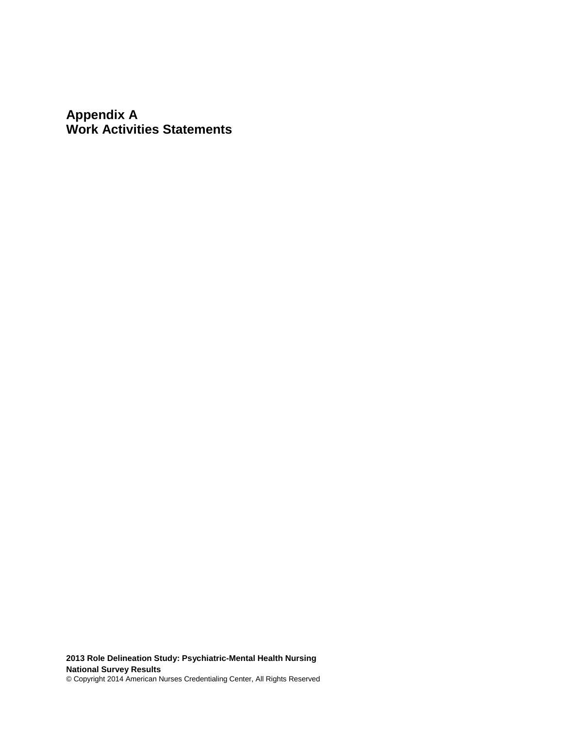# Appendix A
# Work Activities Statements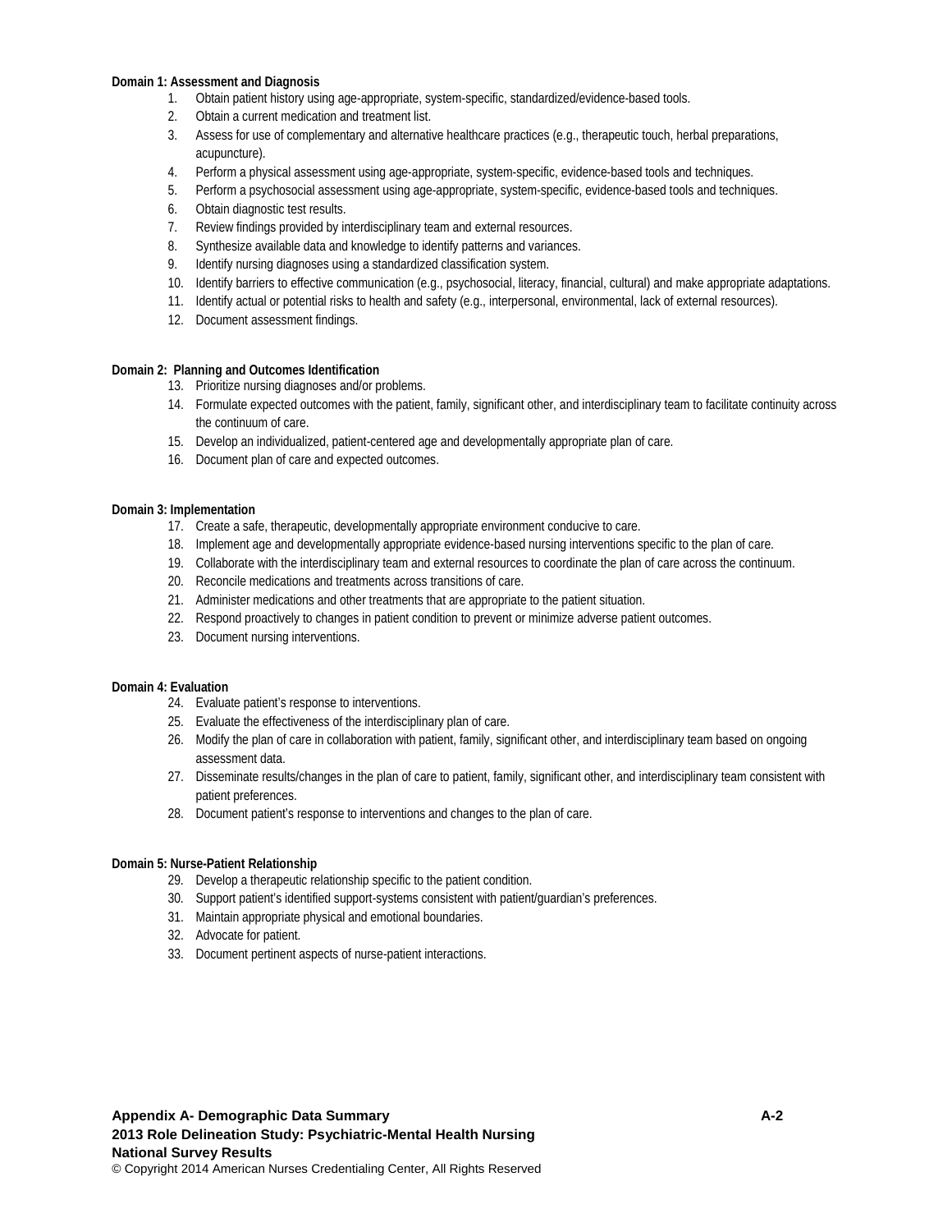**Domain 1: Assessment and Diagnosis**

1. Obtain patient history using age-appropriate, system-specific, standardized/evidence-based tools.
2. Obtain a current medication and treatment list.
3. Assess for use of complementary and alternative healthcare practices (e.g., therapeutic touch, herbal preparations, acupuncture).
4. Perform a physical assessment using age-appropriate, system-specific, evidence-based tools and techniques.
5. Perform a psychosocial assessment using age-appropriate, system-specific, evidence-based tools and techniques.
6. Obtain diagnostic test results.
7. Review findings provided by interdisciplinary team and external resources.
8. Synthesize available data and knowledge to identify patterns and variances.
9. Identify nursing diagnoses using a standardized classification system.
10. Identify barriers to effective communication (e.g., psychosocial, literacy, financial, cultural) and make appropriate adaptations.
11. Identify actual or potential risks to health and safety (e.g., interpersonal, environmental, lack of external resources).
12. Document assessment findings.

**Domain 2: Planning and Outcomes Identification**

13. Prioritize nursing diagnoses and/or problems.
14. Formulate expected outcomes with the patient, family, significant other, and interdisciplinary team to facilitate continuity across the continuum of care.
15. Develop an individualized, patient-centered age and developmentally appropriate plan of care.
16. Document plan of care and expected outcomes.

**Domain 3: Implementation**

17. Create a safe, therapeutic, developmentally appropriate environment conducive to care.
18. Implement age and developmentally appropriate evidence-based nursing interventions specific to the plan of care.
19. Collaborate with the interdisciplinary team and external resources to coordinate the plan of care across the continuum.
20. Reconcile medications and treatments across transitions of care.
21. Administer medications and other treatments that are appropriate to the patient situation.
22. Respond proactively to changes in patient condition to prevent or minimize adverse patient outcomes.
23. Document nursing interventions.

**Domain 4: Evaluation**

24. Evaluate patient's response to interventions.
25. Evaluate the effectiveness of the interdisciplinary plan of care.
26. Modify the plan of care in collaboration with patient, family, significant other, and interdisciplinary team based on ongoing assessment data.
27. Disseminate results/changes in the plan of care to patient, family, significant other, and interdisciplinary team consistent with patient preferences.
28. Document patient's response to interventions and changes to the plan of care.

**Domain 5: Nurse-Patient Relationship**

29. Develop a therapeutic relationship specific to the patient condition.
30. Support patient's identified support-systems consistent with patient/guardian's preferences.
31. Maintain appropriate physical and emotional boundaries.
32. Advocate for patient.
33. Document pertinent aspects of nurse-patient interactions.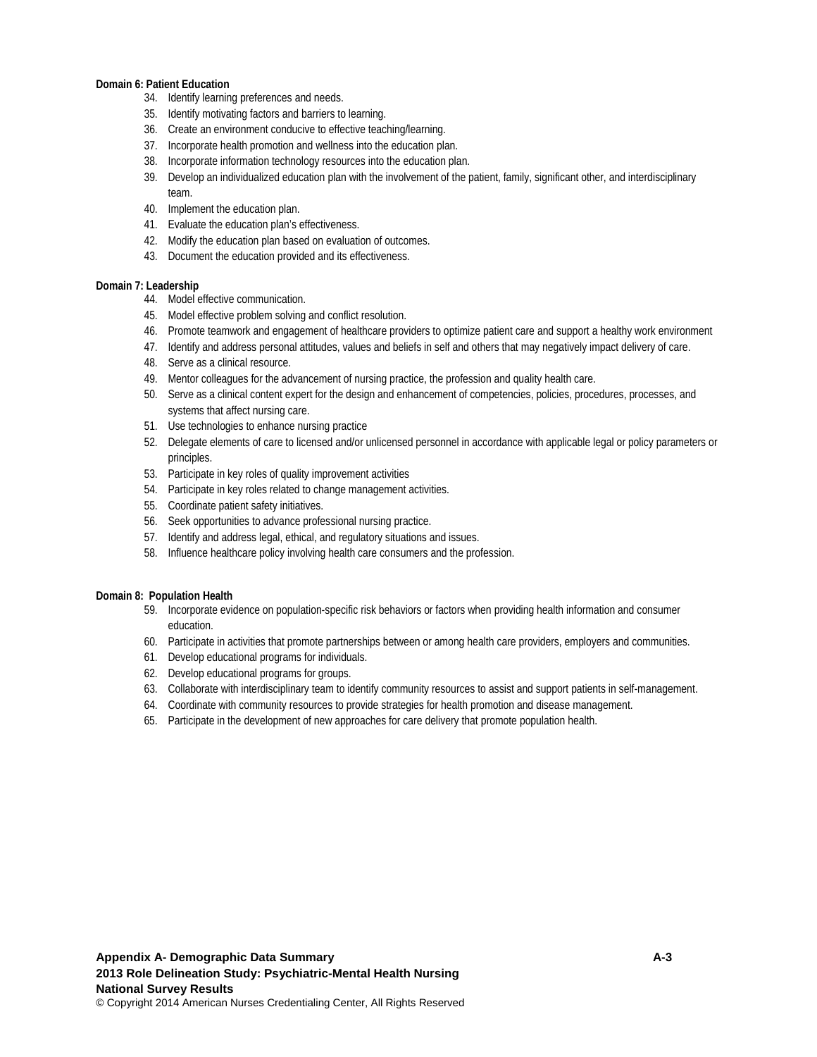**Domain 6: Patient Education**

34. Identify learning preferences and needs.
35. Identify motivating factors and barriers to learning.
36. Create an environment conducive to effective teaching/learning.
37. Incorporate health promotion and wellness into the education plan.
38. Incorporate information technology resources into the education plan.
39. Develop an individualized education plan with the involvement of the patient, family, significant other, and interdisciplinary team.
40. Implement the education plan.
41. Evaluate the education plan's effectiveness.
42. Modify the education plan based on evaluation of outcomes.
43. Document the education provided and its effectiveness.

**Domain 7: Leadership**

44. Model effective communication.
45. Model effective problem solving and conflict resolution.
46. Promote teamwork and engagement of healthcare providers to optimize patient care and support a healthy work environment
47. Identify and address personal attitudes, values and beliefs in self and others that may negatively impact delivery of care.
48. Serve as a clinical resource.
49. Mentor colleagues for the advancement of nursing practice, the profession and quality health care.
50. Serve as a clinical content expert for the design and enhancement of competencies, policies, procedures, processes, and systems that affect nursing care.
51. Use technologies to enhance nursing practice
52. Delegate elements of care to licensed and/or unlicensed personnel in accordance with applicable legal or policy parameters or principles.
53. Participate in key roles of quality improvement activities
54. Participate in key roles related to change management activities.
55. Coordinate patient safety initiatives.
56. Seek opportunities to advance professional nursing practice.
57. Identify and address legal, ethical, and regulatory situations and issues.
58. Influence healthcare policy involving health care consumers and the profession.

**Domain 8: Population Health**

59. Incorporate evidence on population-specific risk behaviors or factors when providing health information and consumer education.
60. Participate in activities that promote partnerships between or among health care providers, employers and communities.
61. Develop educational programs for individuals.
62. Develop educational programs for groups.
63. Collaborate with interdisciplinary team to identify community resources to assist and support patients in self-management.
64. Coordinate with community resources to provide strategies for health promotion and disease management.
65. Participate in the development of new approaches for care delivery that promote population health.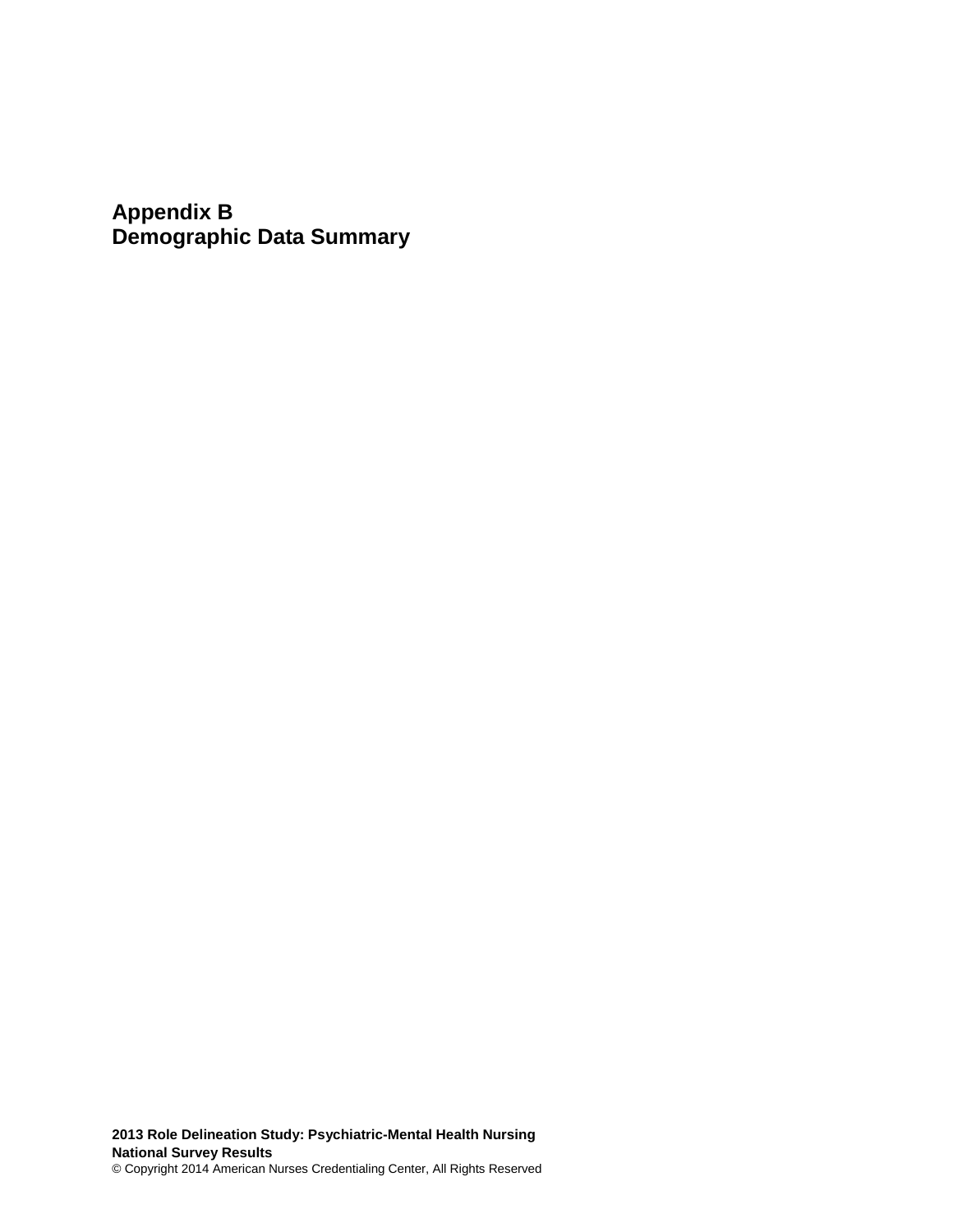# Appendix B
# Demographic Data Summary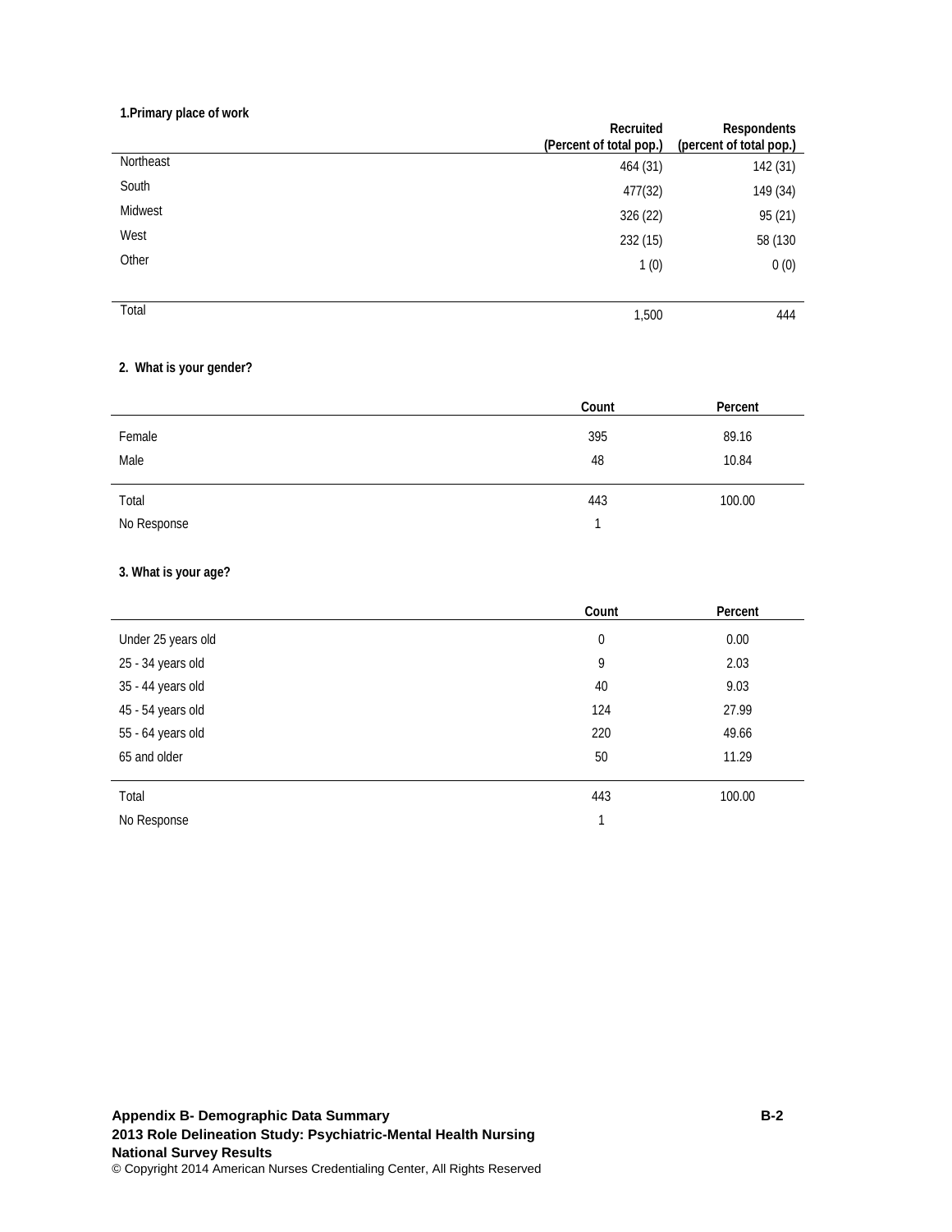**1.Primary place of work**

| | Recruited (Percent of total pop.) | Respondents (percent of total pop.) |
|---|---|---|
| Northeast | 464 (31) | 142 (31) |
| South | 477(32) | 149 (34) |
| Midwest | 326 (22) | 95 (21) |
| West | 232 (15) | 58 (130 |
| Other | 1 (0) | 0 (0) |
| Total | 1,500 | 444 |

**2. What is your gender?**

| | Count | Percent |
|---|---|---|
| Female | 395 | 89.16 |
| Male | 48 | 10.84 |
| Total | 443 | 100.00 |
| No Response | 1 | |

**3. What is your age?**

| | Count | Percent |
|---|---|---|
| Under 25 years old | 0 | 0.00 |
| 25 - 34 years old | 9 | 2.03 |
| 35 - 44 years old | 40 | 9.03 |
| 45 - 54 years old | 124 | 27.99 |
| 55 - 64 years old | 220 | 49.66 |
| 65 and older | 50 | 11.29 |
| Total | 443 | 100.00 |
| No Response | 1 | |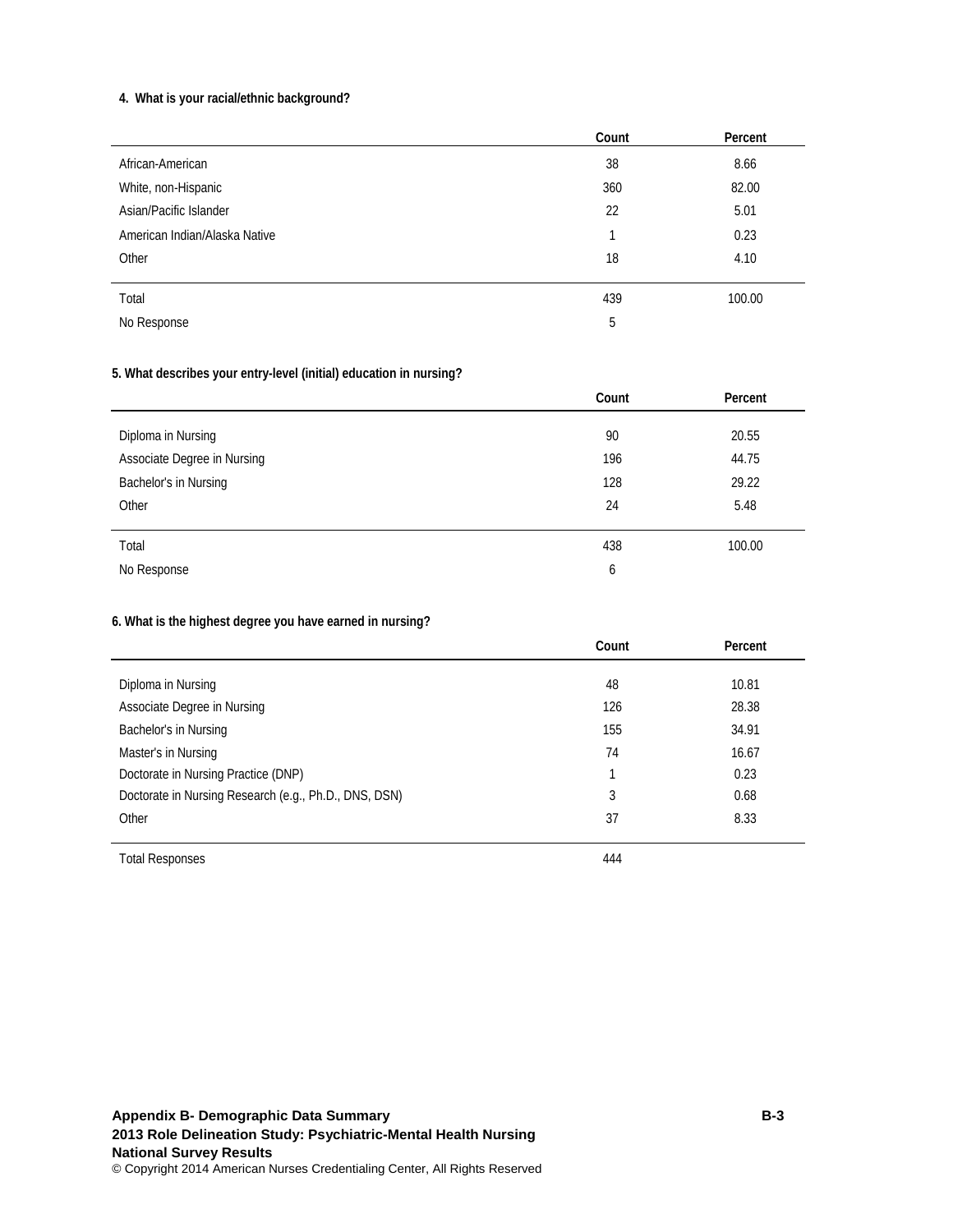**4. What is your racial/ethnic background?**

| | Count | Percent |
|---|---|---|
| African-American | 38 | 8.66 |
| White, non-Hispanic | 360 | 82.00 |
| Asian/Pacific Islander | 22 | 5.01 |
| American Indian/Alaska Native | 1 | 0.23 |
| Other | 18 | 4.10 |
| Total | 439 | 100.00 |
| No Response | 5 | |

**5. What describes your entry-level (initial) education in nursing?**

| | Count | Percent |
|---|---|---|
| Diploma in Nursing | 90 | 20.55 |
| Associate Degree in Nursing | 196 | 44.75 |
| Bachelor's in Nursing | 128 | 29.22 |
| Other | 24 | 5.48 |
| Total | 438 | 100.00 |
| No Response | 6 | |

**6. What is the highest degree you have earned in nursing?**

| | Count | Percent |
|---|---|---|
| Diploma in Nursing | 48 | 10.81 |
| Associate Degree in Nursing | 126 | 28.38 |
| Bachelor's in Nursing | 155 | 34.91 |
| Master's in Nursing | 74 | 16.67 |
| Doctorate in Nursing Practice (DNP) | 1 | 0.23 |
| Doctorate in Nursing Research (e.g., Ph.D., DNS, DSN) | 3 | 0.68 |
| Other | 37 | 8.33 |
| Total Responses | 444 | |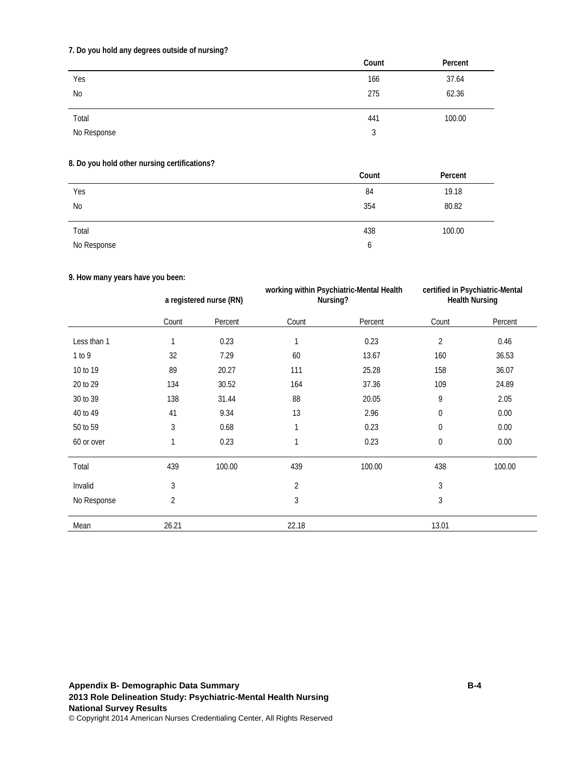**7. Do you hold any degrees outside of nursing?**

| | Count | Percent |
|---|---|---|
| Yes | 166 | 37.64 |
| No | 275 | 62.36 |
| Total | 441 | 100.00 |
| No Response | 3 | |

**8. Do you hold other nursing certifications?**

| | Count | Percent |
|---|---|---|
| Yes | 84 | 19.18 |
| No | 354 | 80.82 |
| Total | 438 | 100.00 |
| No Response | 6 | |

**9. How many years have you been:**

| | a registered nurse (RN) | | working within Psychiatric-Mental Health Nursing? | | certified in Psychiatric-Mental Health Nursing | |
|---|---|---|---|---|---|---|
| | Count | Percent | Count | Percent | Count | Percent |
| Less than 1 | 1 | 0.23 | 1 | 0.23 | 2 | 0.46 |
| 1 to 9 | 32 | 7.29 | 60 | 13.67 | 160 | 36.53 |
| 10 to 19 | 89 | 20.27 | 111 | 25.28 | 158 | 36.07 |
| 20 to 29 | 134 | 30.52 | 164 | 37.36 | 109 | 24.89 |
| 30 to 39 | 138 | 31.44 | 88 | 20.05 | 9 | 2.05 |
| 40 to 49 | 41 | 9.34 | 13 | 2.96 | 0 | 0.00 |
| 50 to 59 | 3 | 0.68 | 1 | 0.23 | 0 | 0.00 |
| 60 or over | 1 | 0.23 | 1 | 0.23 | 0 | 0.00 |
| Total | 439 | 100.00 | 439 | 100.00 | 438 | 100.00 |
| Invalid | 3 | | 2 | | 3 | |
| No Response | 2 | | 3 | | 3 | |
| Mean | 26.21 | | 22.18 | | 13.01 | |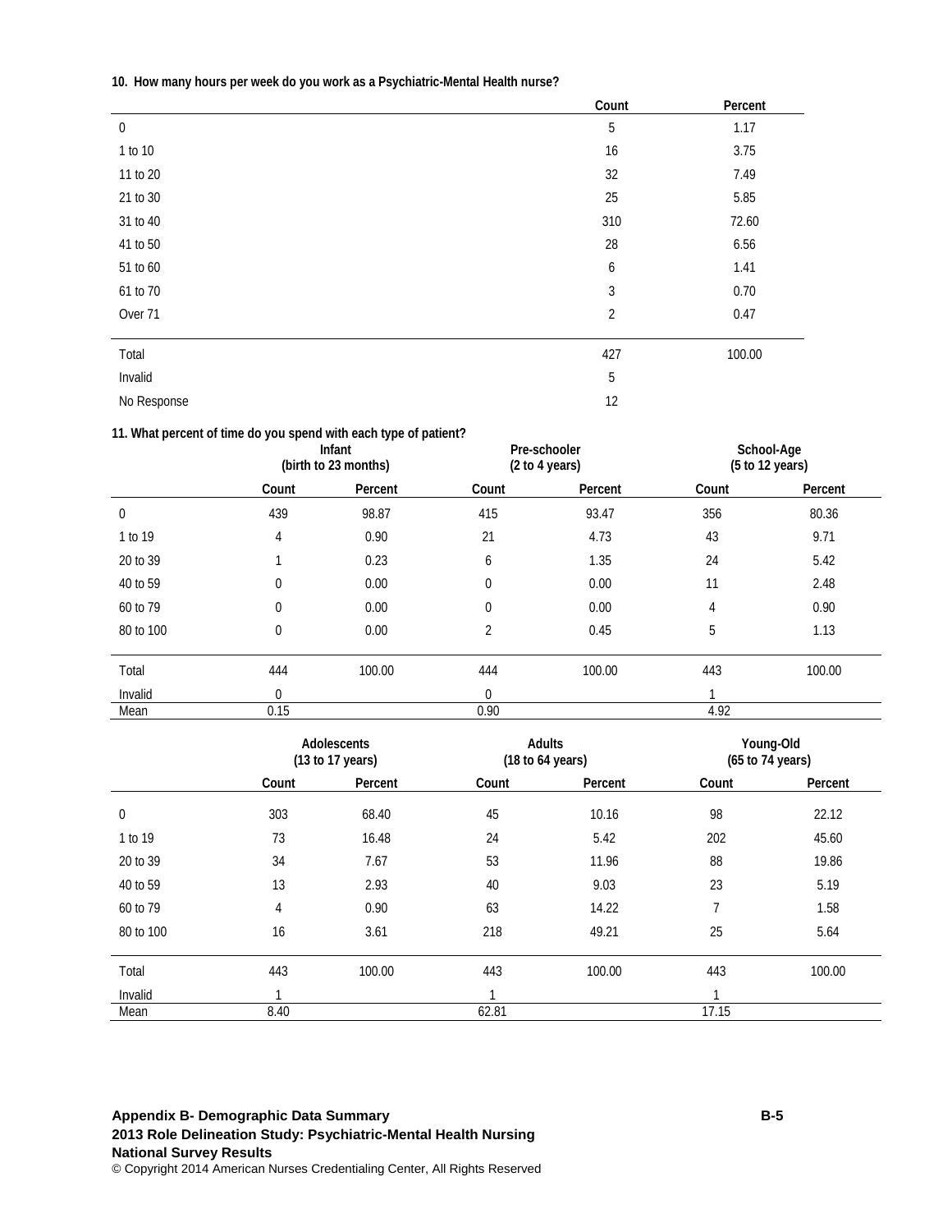**10. How many hours per week do you work as a Psychiatric-Mental Health nurse?**

| | Count | Percent |
|---|---|---|
| 0 | 5 | 1.17 |
| 1 to 10 | 16 | 3.75 |
| 11 to 20 | 32 | 7.49 |
| 21 to 30 | 25 | 5.85 |
| 31 to 40 | 310 | 72.60 |
| 41 to 50 | 28 | 6.56 |
| 51 to 60 | 6 | 1.41 |
| 61 to 70 | 3 | 0.70 |
| Over 71 | 2 | 0.47 |
| Total | 427 | 100.00 |
| Invalid | 5 | |
| No Response | 12 | |

**11. What percent of time do you spend with each type of patient?**

| | Infant (birth to 23 months) | | Pre-schooler (2 to 4 years) | | School-Age (5 to 12 years) | |
|---|---|---|---|---|---|---|
| | Count | Percent | Count | Percent | Count | Percent |
| 0 | 439 | 98.87 | 415 | 93.47 | 356 | 80.36 |
| 1 to 19 | 4 | 0.90 | 21 | 4.73 | 43 | 9.71 |
| 20 to 39 | 1 | 0.23 | 6 | 1.35 | 24 | 5.42 |
| 40 to 59 | 0 | 0.00 | 0 | 0.00 | 11 | 2.48 |
| 60 to 79 | 0 | 0.00 | 0 | 0.00 | 4 | 0.90 |
| 80 to 100 | 0 | 0.00 | 2 | 0.45 | 5 | 1.13 |
| Total | 444 | 100.00 | 444 | 100.00 | 443 | 100.00 |
| Invalid | 0 | | 0 | | 1 | |
| Mean | 0.15 | | 0.90 | | 4.92 | |

| | Adolescents (13 to 17 years) | | Adults (18 to 64 years) | | Young-Old (65 to 74 years) | |
|---|---|---|---|---|---|---|
| | Count | Percent | Count | Percent | Count | Percent |
| 0 | 303 | 68.40 | 45 | 10.16 | 98 | 22.12 |
| 1 to 19 | 73 | 16.48 | 24 | 5.42 | 202 | 45.60 |
| 20 to 39 | 34 | 7.67 | 53 | 11.96 | 88 | 19.86 |
| 40 to 59 | 13 | 2.93 | 40 | 9.03 | 23 | 5.19 |
| 60 to 79 | 4 | 0.90 | 63 | 14.22 | 7 | 1.58 |
| 80 to 100 | 16 | 3.61 | 218 | 49.21 | 25 | 5.64 |
| Total | 443 | 100.00 | 443 | 100.00 | 443 | 100.00 |
| Invalid | 1 | | 1 | | 1 | |
| Mean | 8.40 | | 62.81 | | 17.15 | |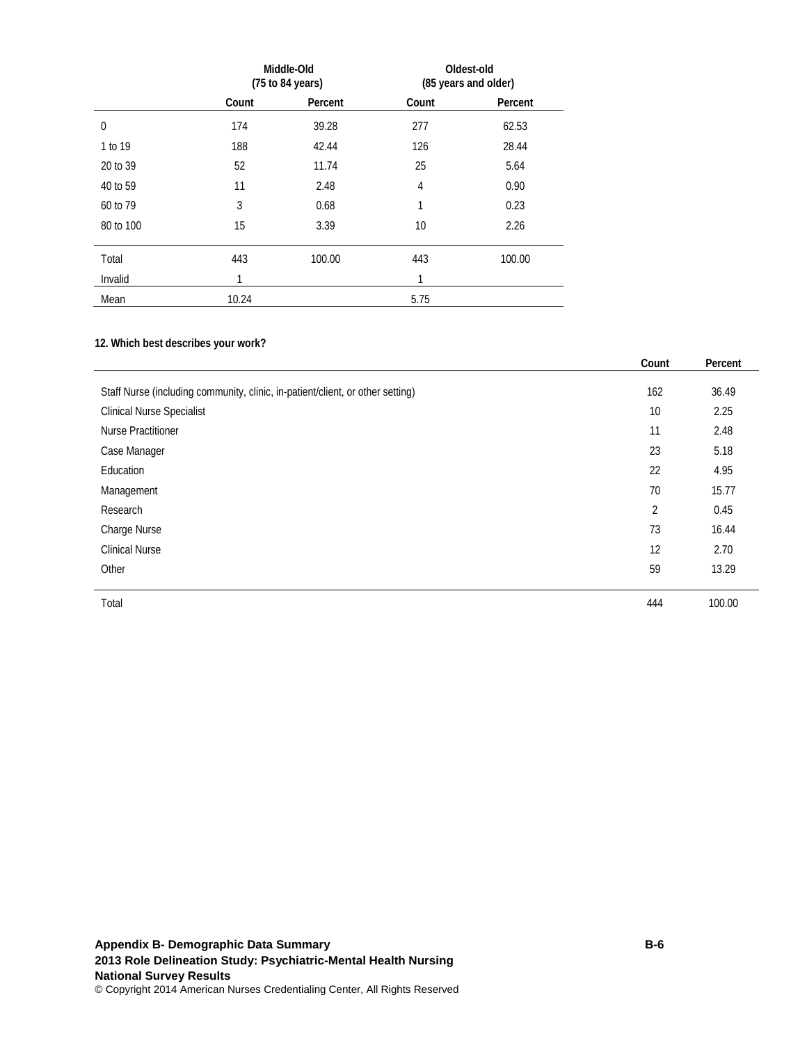| | Middle-Old (75 to 84 years) | | Oldest-old (85 years and older) | |
|---|---|---|---|---|
| | Count | Percent | Count | Percent |
| 0 | 174 | 39.28 | 277 | 62.53 |
| 1 to 19 | 188 | 42.44 | 126 | 28.44 |
| 20 to 39 | 52 | 11.74 | 25 | 5.64 |
| 40 to 59 | 11 | 2.48 | 4 | 0.90 |
| 60 to 79 | 3 | 0.68 | 1 | 0.23 |
| 80 to 100 | 15 | 3.39 | 10 | 2.26 |
| Total | 443 | 100.00 | 443 | 100.00 |
| Invalid | 1 | | 1 | |
| Mean | 10.24 | | 5.75 | |

**12. Which best describes your work?**

| | Count | Percent |
|---|---|---|
| Staff Nurse (including community, clinic, in-patient/client, or other setting) | 162 | 36.49 |
| Clinical Nurse Specialist | 10 | 2.25 |
| Nurse Practitioner | 11 | 2.48 |
| Case Manager | 23 | 5.18 |
| Education | 22 | 4.95 |
| Management | 70 | 15.77 |
| Research | 2 | 0.45 |
| Charge Nurse | 73 | 16.44 |
| Clinical Nurse | 12 | 2.70 |
| Other | 59 | 13.29 |
| Total | 444 | 100.00 |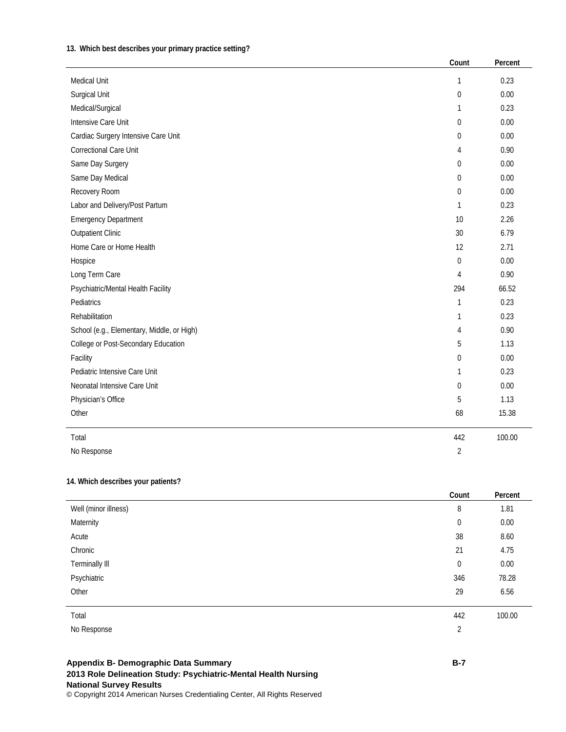**13. Which best describes your primary practice setting?**

| | Count | Percent |
|---|---|---|
| Medical Unit | 1 | 0.23 |
| Surgical Unit | 0 | 0.00 |
| Medical/Surgical | 1 | 0.23 |
| Intensive Care Unit | 0 | 0.00 |
| Cardiac Surgery Intensive Care Unit | 0 | 0.00 |
| Correctional Care Unit | 4 | 0.90 |
| Same Day Surgery | 0 | 0.00 |
| Same Day Medical | 0 | 0.00 |
| Recovery Room | 0 | 0.00 |
| Labor and Delivery/Post Partum | 1 | 0.23 |
| Emergency Department | 10 | 2.26 |
| Outpatient Clinic | 30 | 6.79 |
| Home Care or Home Health | 12 | 2.71 |
| Hospice | 0 | 0.00 |
| Long Term Care | 4 | 0.90 |
| Psychiatric/Mental Health Facility | 294 | 66.52 |
| Pediatrics | 1 | 0.23 |
| Rehabilitation | 1 | 0.23 |
| School (e.g., Elementary, Middle, or High) | 4 | 0.90 |
| College or Post-Secondary Education | 5 | 1.13 |
| Facility | 0 | 0.00 |
| Pediatric Intensive Care Unit | 1 | 0.23 |
| Neonatal Intensive Care Unit | 0 | 0.00 |
| Physician's Office | 5 | 1.13 |
| Other | 68 | 15.38 |
| Total | 442 | 100.00 |
| No Response | 2 | |

**14. Which describes your patients?**

| | Count | Percent |
|---|---|---|
| Well (minor illness) | 8 | 1.81 |
| Maternity | 0 | 0.00 |
| Acute | 38 | 8.60 |
| Chronic | 21 | 4.75 |
| Terminally Ill | 0 | 0.00 |
| Psychiatric | 346 | 78.28 |
| Other | 29 | 6.56 |
| Total | 442 | 100.00 |
| No Response | 2 | |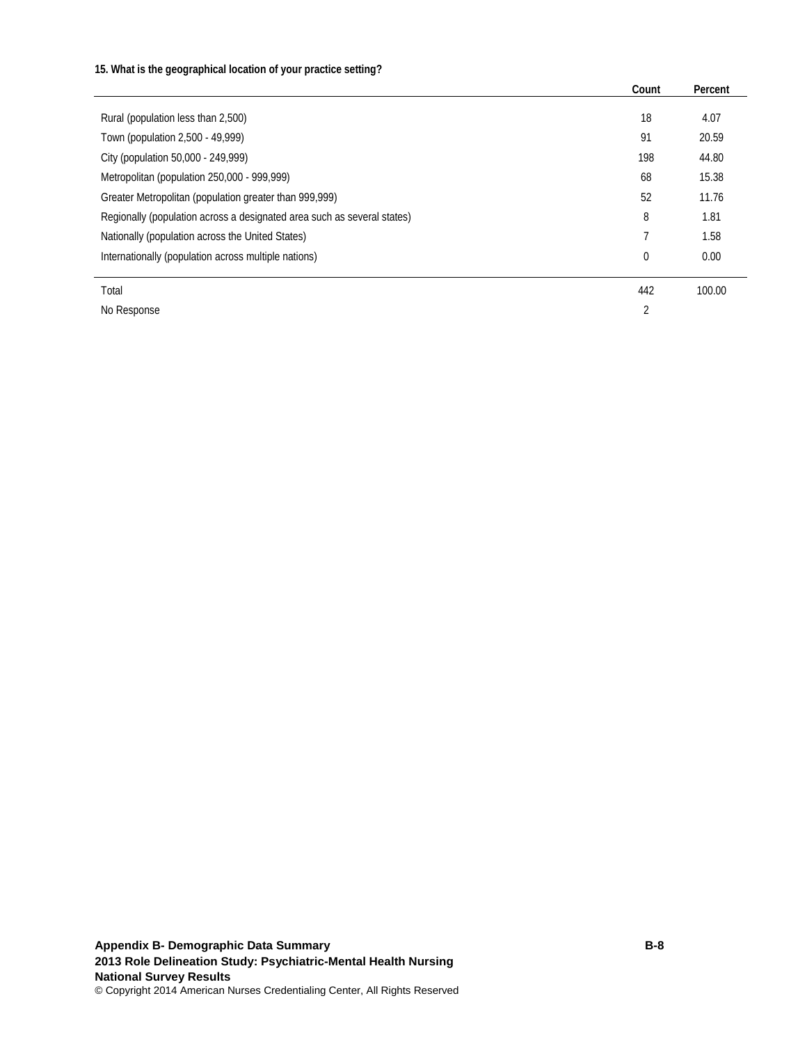**15. What is the geographical location of your practice setting?**

| | Count | Percent |
|---|---|---|
| Rural (population less than 2,500) | 18 | 4.07 |
| Town (population 2,500 - 49,999) | 91 | 20.59 |
| City (population 50,000 - 249,999) | 198 | 44.80 |
| Metropolitan (population 250,000 - 999,999) | 68 | 15.38 |
| Greater Metropolitan (population greater than 999,999) | 52 | 11.76 |
| Regionally (population across a designated area such as several states) | 8 | 1.81 |
| Nationally (population across the United States) | 7 | 1.58 |
| Internationally (population across multiple nations) | 0 | 0.00 |
| Total | 442 | 100.00 |
| No Response | 2 | |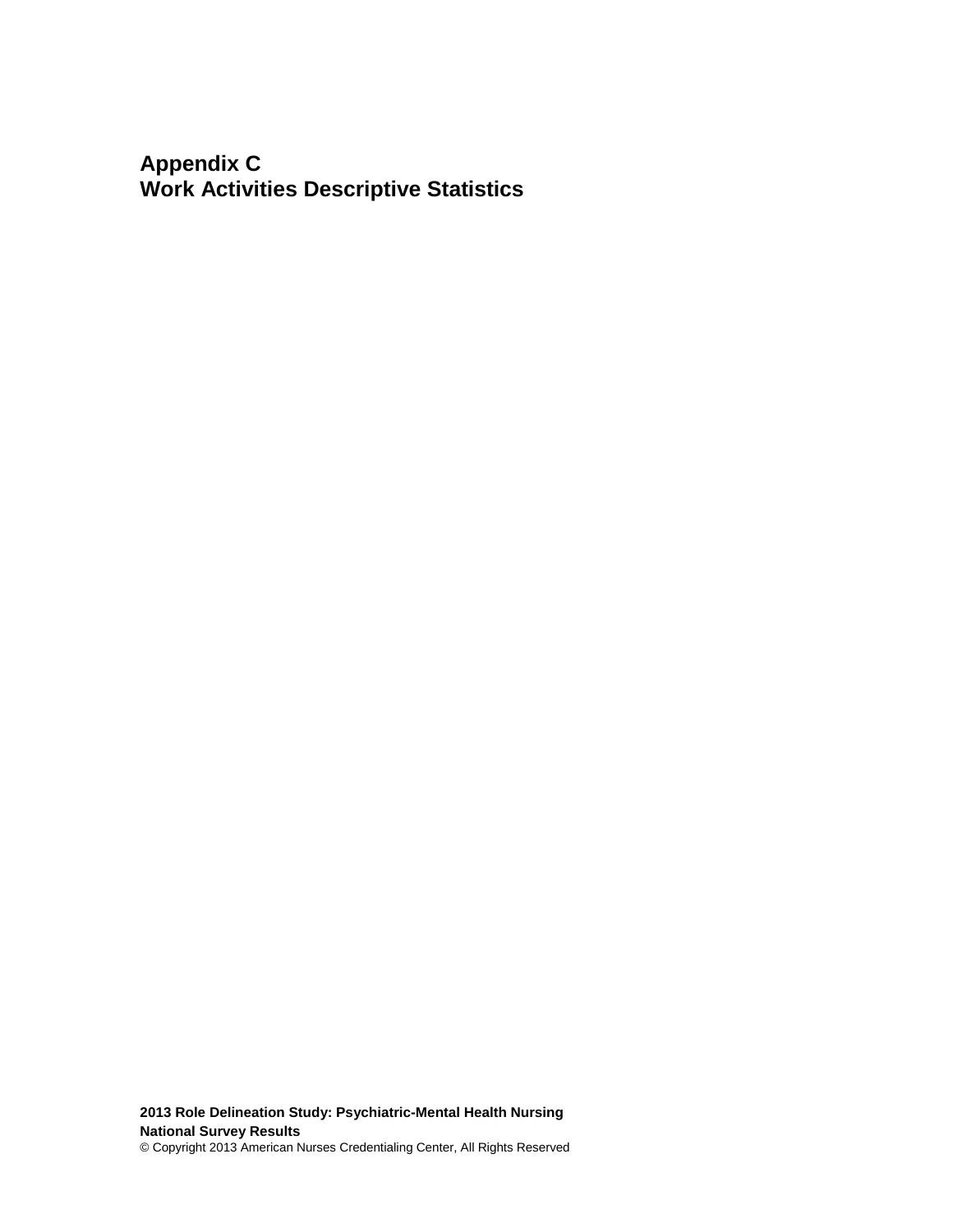# Appendix C
# Work Activities Descriptive Statistics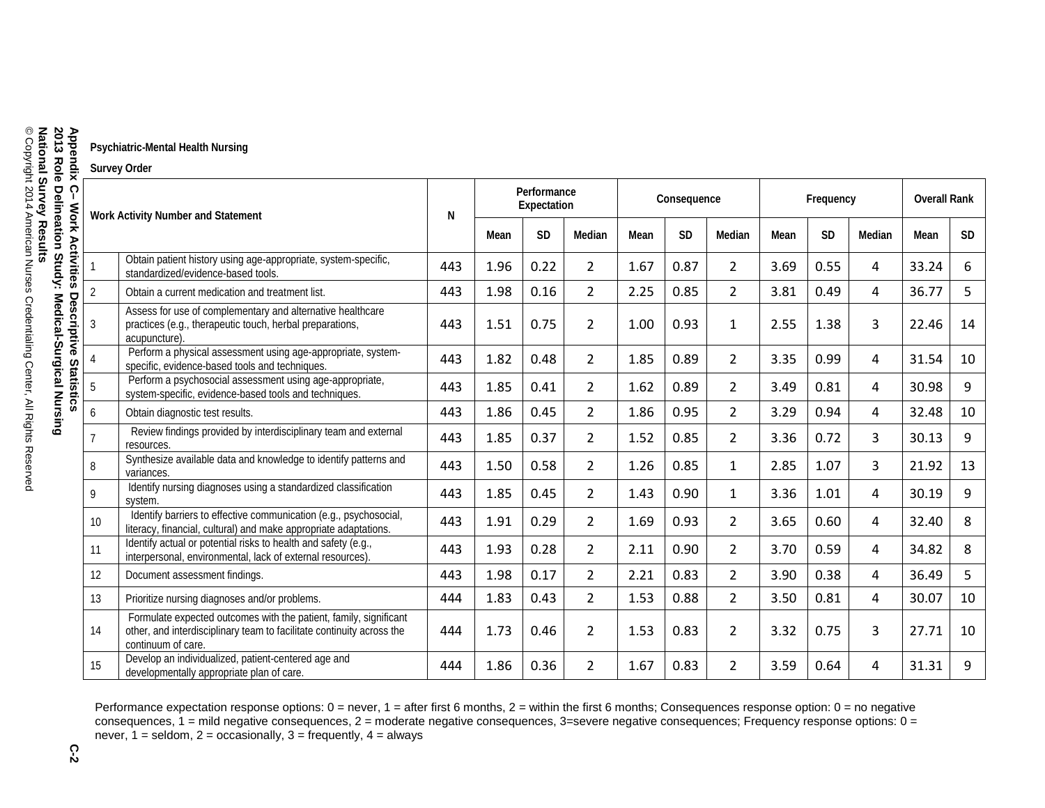**Psychiatric-Mental Health Nursing**

**Survey Order**

| Work Activity Number and Statement | | N | Performance Expectation | | | Consequence | | | Frequency | | | Overall Rank | |
|---|---|---|---|---|---|---|---|---|---|---|---|---|---|
| | | | Mean | SD | Median | Mean | SD | Median | Mean | SD | Median | Mean | SD |
| 1 | Obtain patient history using age-appropriate, system-specific, standardized/evidence-based tools. | 443 | 1.96 | 0.22 | 2 | 1.67 | 0.87 | 2 | 3.69 | 0.55 | 4 | 33.24 | 6 |
| 2 | Obtain a current medication and treatment list. | 443 | 1.98 | 0.16 | 2 | 2.25 | 0.85 | 2 | 3.81 | 0.49 | 4 | 36.77 | 5 |
| 3 | Assess for use of complementary and alternative healthcare practices (e.g., therapeutic touch, herbal preparations, acupuncture). | 443 | 1.51 | 0.75 | 2 | 1.00 | 0.93 | 1 | 2.55 | 1.38 | 3 | 22.46 | 14 |
| 4 | Perform a physical assessment using age-appropriate, system-specific, evidence-based tools and techniques. | 443 | 1.82 | 0.48 | 2 | 1.85 | 0.89 | 2 | 3.35 | 0.99 | 4 | 31.54 | 10 |
| 5 | Perform a psychosocial assessment using age-appropriate, system-specific, evidence-based tools and techniques. | 443 | 1.85 | 0.41 | 2 | 1.62 | 0.89 | 2 | 3.49 | 0.81 | 4 | 30.98 | 9 |
| 6 | Obtain diagnostic test results. | 443 | 1.86 | 0.45 | 2 | 1.86 | 0.95 | 2 | 3.29 | 0.94 | 4 | 32.48 | 10 |
| 7 | Review findings provided by interdisciplinary team and external resources. | 443 | 1.85 | 0.37 | 2 | 1.52 | 0.85 | 2 | 3.36 | 0.72 | 3 | 30.13 | 9 |
| 8 | Synthesize available data and knowledge to identify patterns and variances. | 443 | 1.50 | 0.58 | 2 | 1.26 | 0.85 | 1 | 2.85 | 1.07 | 3 | 21.92 | 13 |
| 9 | Identify nursing diagnoses using a standardized classification system. | 443 | 1.85 | 0.45 | 2 | 1.43 | 0.90 | 1 | 3.36 | 1.01 | 4 | 30.19 | 9 |
| 10 | Identify barriers to effective communication (e.g., psychosocial, literacy, financial, cultural) and make appropriate adaptations. | 443 | 1.91 | 0.29 | 2 | 1.69 | 0.93 | 2 | 3.65 | 0.60 | 4 | 32.40 | 8 |
| 11 | Identify actual or potential risks to health and safety (e.g., interpersonal, environmental, lack of external resources). | 443 | 1.93 | 0.28 | 2 | 2.11 | 0.90 | 2 | 3.70 | 0.59 | 4 | 34.82 | 8 |
| 12 | Document assessment findings. | 443 | 1.98 | 0.17 | 2 | 2.21 | 0.83 | 2 | 3.90 | 0.38 | 4 | 36.49 | 5 |
| 13 | Prioritize nursing diagnoses and/or problems. | 444 | 1.83 | 0.43 | 2 | 1.53 | 0.88 | 2 | 3.50 | 0.81 | 4 | 30.07 | 10 |
| 14 | Formulate expected outcomes with the patient, family, significant other, and interdisciplinary team to facilitate continuity across the continuum of care. | 444 | 1.73 | 0.46 | 2 | 1.53 | 0.83 | 2 | 3.32 | 0.75 | 3 | 27.71 | 10 |
| 15 | Develop an individualized, patient-centered age and developmentally appropriate plan of care. | 444 | 1.86 | 0.36 | 2 | 1.67 | 0.83 | 2 | 3.59 | 0.64 | 4 | 31.31 | 9 |

Performance expectation response options: 0 = never, 1 = after first 6 months, 2 = within the first 6 months; Consequences response option: 0 = no negative consequences, 1 = mild negative consequences, 2 = moderate negative consequences, 3=severe negative consequences; Frequency response options: 0 = never, 1 = seldom, 2 = occasionally, 3 = frequently, 4 = always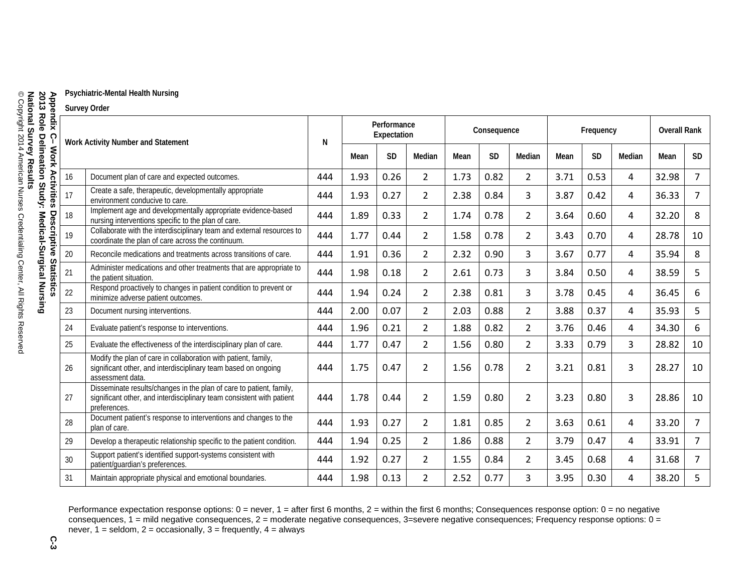**Psychiatric-Mental Health Nursing**

**Survey Order**

| Work Activity Number and Statement | | N | Performance Expectation | | | Consequence | | | Frequency | | | Overall Rank | |
|---|---|---|---|---|---|---|---|---|---|---|---|---|---|
| | | | Mean | SD | Median | Mean | SD | Median | Mean | SD | Median | Mean | SD |
| 16 | Document plan of care and expected outcomes. | 444 | 1.93 | 0.26 | 2 | 1.73 | 0.82 | 2 | 3.71 | 0.53 | 4 | 32.98 | 7 |
| 17 | Create a safe, therapeutic, developmentally appropriate environment conducive to care. | 444 | 1.93 | 0.27 | 2 | 2.38 | 0.84 | 3 | 3.87 | 0.42 | 4 | 36.33 | 7 |
| 18 | Implement age and developmentally appropriate evidence-based nursing interventions specific to the plan of care. | 444 | 1.89 | 0.33 | 2 | 1.74 | 0.78 | 2 | 3.64 | 0.60 | 4 | 32.20 | 8 |
| 19 | Collaborate with the interdisciplinary team and external resources to coordinate the plan of care across the continuum. | 444 | 1.77 | 0.44 | 2 | 1.58 | 0.78 | 2 | 3.43 | 0.70 | 4 | 28.78 | 10 |
| 20 | Reconcile medications and treatments across transitions of care. | 444 | 1.91 | 0.36 | 2 | 2.32 | 0.90 | 3 | 3.67 | 0.77 | 4 | 35.94 | 8 |
| 21 | Administer medications and other treatments that are appropriate to the patient situation. | 444 | 1.98 | 0.18 | 2 | 2.61 | 0.73 | 3 | 3.84 | 0.50 | 4 | 38.59 | 5 |
| 22 | Respond proactively to changes in patient condition to prevent or minimize adverse patient outcomes. | 444 | 1.94 | 0.24 | 2 | 2.38 | 0.81 | 3 | 3.78 | 0.45 | 4 | 36.45 | 6 |
| 23 | Document nursing interventions. | 444 | 2.00 | 0.07 | 2 | 2.03 | 0.88 | 2 | 3.88 | 0.37 | 4 | 35.93 | 5 |
| 24 | Evaluate patient's response to interventions. | 444 | 1.96 | 0.21 | 2 | 1.88 | 0.82 | 2 | 3.76 | 0.46 | 4 | 34.30 | 6 |
| 25 | Evaluate the effectiveness of the interdisciplinary plan of care. | 444 | 1.77 | 0.47 | 2 | 1.56 | 0.80 | 2 | 3.33 | 0.79 | 3 | 28.82 | 10 |
| 26 | Modify the plan of care in collaboration with patient, family, significant other, and interdisciplinary team based on ongoing assessment data. | 444 | 1.75 | 0.47 | 2 | 1.56 | 0.78 | 2 | 3.21 | 0.81 | 3 | 28.27 | 10 |
| 27 | Disseminate results/changes in the plan of care to patient, family, significant other, and interdisciplinary team consistent with patient preferences. | 444 | 1.78 | 0.44 | 2 | 1.59 | 0.80 | 2 | 3.23 | 0.80 | 3 | 28.86 | 10 |
| 28 | Document patient's response to interventions and changes to the plan of care. | 444 | 1.93 | 0.27 | 2 | 1.81 | 0.85 | 2 | 3.63 | 0.61 | 4 | 33.20 | 7 |
| 29 | Develop a therapeutic relationship specific to the patient condition. | 444 | 1.94 | 0.25 | 2 | 1.86 | 0.88 | 2 | 3.79 | 0.47 | 4 | 33.91 | 7 |
| 30 | Support patient's identified support-systems consistent with patient/guardian's preferences. | 444 | 1.92 | 0.27 | 2 | 1.55 | 0.84 | 2 | 3.45 | 0.68 | 4 | 31.68 | 7 |
| 31 | Maintain appropriate physical and emotional boundaries. | 444 | 1.98 | 0.13 | 2 | 2.52 | 0.77 | 3 | 3.95 | 0.30 | 4 | 38.20 | 5 |

Performance expectation response options: 0 = never, 1 = after first 6 months, 2 = within the first 6 months; Consequences response option: 0 = no negative consequences, 1 = mild negative consequences, 2 = moderate negative consequences, 3=severe negative consequences; Frequency response options: 0 = never, 1 = seldom, 2 = occasionally, 3 = frequently, 4 = always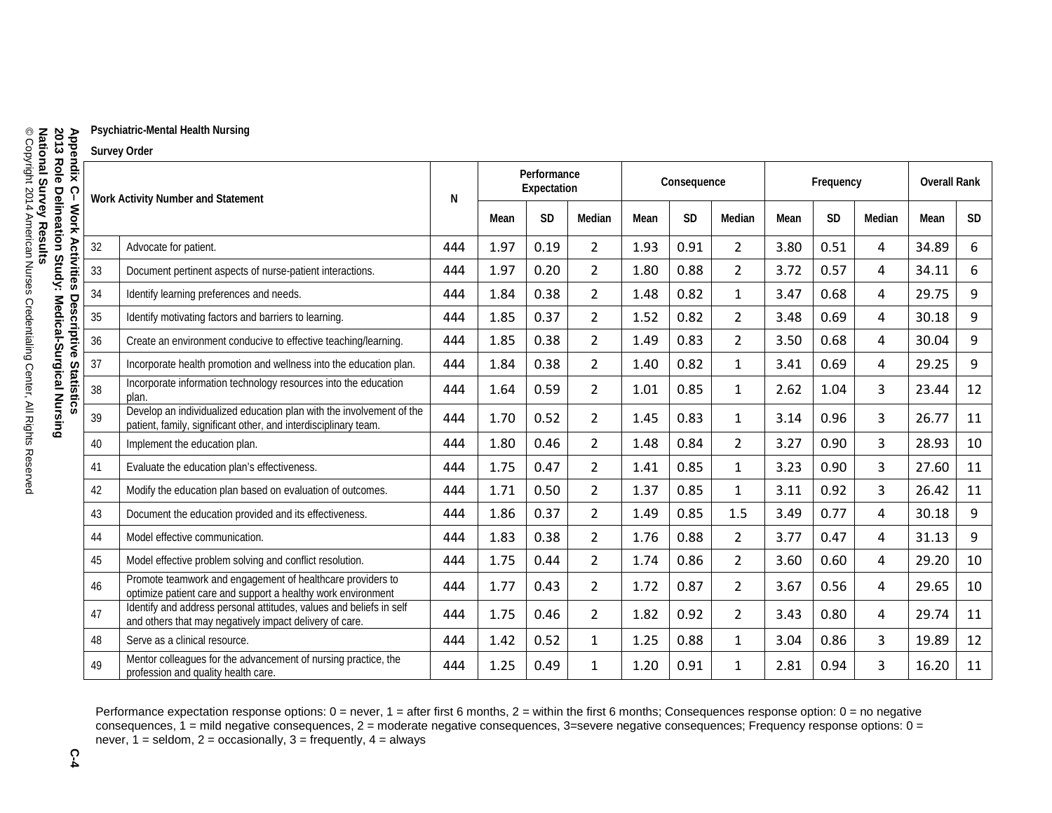Psychiatric-Mental Health Nursing

Survey Order

| Work Activity Number and Statement | | N | Performance Expectation | | | Consequence | | | Frequency | | | Overall Rank | |
|---|---|---|---|---|---|---|---|---|---|---|---|---|---|
| | | | Mean | SD | Median | Mean | SD | Median | Mean | SD | Median | Mean | SD |
| 32 | Advocate for patient. | 444 | 1.97 | 0.19 | 2 | 1.93 | 0.91 | 2 | 3.80 | 0.51 | 4 | 34.89 | 6 |
| 33 | Document pertinent aspects of nurse-patient interactions. | 444 | 1.97 | 0.20 | 2 | 1.80 | 0.88 | 2 | 3.72 | 0.57 | 4 | 34.11 | 6 |
| 34 | Identify learning preferences and needs. | 444 | 1.84 | 0.38 | 2 | 1.48 | 0.82 | 1 | 3.47 | 0.68 | 4 | 29.75 | 9 |
| 35 | Identify motivating factors and barriers to learning. | 444 | 1.85 | 0.37 | 2 | 1.52 | 0.82 | 2 | 3.48 | 0.69 | 4 | 30.18 | 9 |
| 36 | Create an environment conducive to effective teaching/learning. | 444 | 1.85 | 0.38 | 2 | 1.49 | 0.83 | 2 | 3.50 | 0.68 | 4 | 30.04 | 9 |
| 37 | Incorporate health promotion and wellness into the education plan. | 444 | 1.84 | 0.38 | 2 | 1.40 | 0.82 | 1 | 3.41 | 0.69 | 4 | 29.25 | 9 |
| 38 | Incorporate information technology resources into the education plan. | 444 | 1.64 | 0.59 | 2 | 1.01 | 0.85 | 1 | 2.62 | 1.04 | 3 | 23.44 | 12 |
| 39 | Develop an individualized education plan with the involvement of the patient, family, significant other, and interdisciplinary team. | 444 | 1.70 | 0.52 | 2 | 1.45 | 0.83 | 1 | 3.14 | 0.96 | 3 | 26.77 | 11 |
| 40 | Implement the education plan. | 444 | 1.80 | 0.46 | 2 | 1.48 | 0.84 | 2 | 3.27 | 0.90 | 3 | 28.93 | 10 |
| 41 | Evaluate the education plan's effectiveness. | 444 | 1.75 | 0.47 | 2 | 1.41 | 0.85 | 1 | 3.23 | 0.90 | 3 | 27.60 | 11 |
| 42 | Modify the education plan based on evaluation of outcomes. | 444 | 1.71 | 0.50 | 2 | 1.37 | 0.85 | 1 | 3.11 | 0.92 | 3 | 26.42 | 11 |
| 43 | Document the education provided and its effectiveness. | 444 | 1.86 | 0.37 | 2 | 1.49 | 0.85 | 1.5 | 3.49 | 0.77 | 4 | 30.18 | 9 |
| 44 | Model effective communication. | 444 | 1.83 | 0.38 | 2 | 1.76 | 0.88 | 2 | 3.77 | 0.47 | 4 | 31.13 | 9 |
| 45 | Model effective problem solving and conflict resolution. | 444 | 1.75 | 0.44 | 2 | 1.74 | 0.86 | 2 | 3.60 | 0.60 | 4 | 29.20 | 10 |
| 46 | Promote teamwork and engagement of healthcare providers to optimize patient care and support a healthy work environment | 444 | 1.77 | 0.43 | 2 | 1.72 | 0.87 | 2 | 3.67 | 0.56 | 4 | 29.65 | 10 |
| 47 | Identify and address personal attitudes, values and beliefs in self and others that may negatively impact delivery of care. | 444 | 1.75 | 0.46 | 2 | 1.82 | 0.92 | 2 | 3.43 | 0.80 | 4 | 29.74 | 11 |
| 48 | Serve as a clinical resource. | 444 | 1.42 | 0.52 | 1 | 1.25 | 0.88 | 1 | 3.04 | 0.86 | 3 | 19.89 | 12 |
| 49 | Mentor colleagues for the advancement of nursing practice, the profession and quality health care. | 444 | 1.25 | 0.49 | 1 | 1.20 | 0.91 | 1 | 2.81 | 0.94 | 3 | 16.20 | 11 |

Performance expectation response options: 0 = never, 1 = after first 6 months, 2 = within the first 6 months; Consequences response option: 0 = no negative consequences, 1 = mild negative consequences, 2 = moderate negative consequences, 3=severe negative consequences; Frequency response options: 0 = never, 1 = seldom, 2 = occasionally, 3 = frequently, 4 = always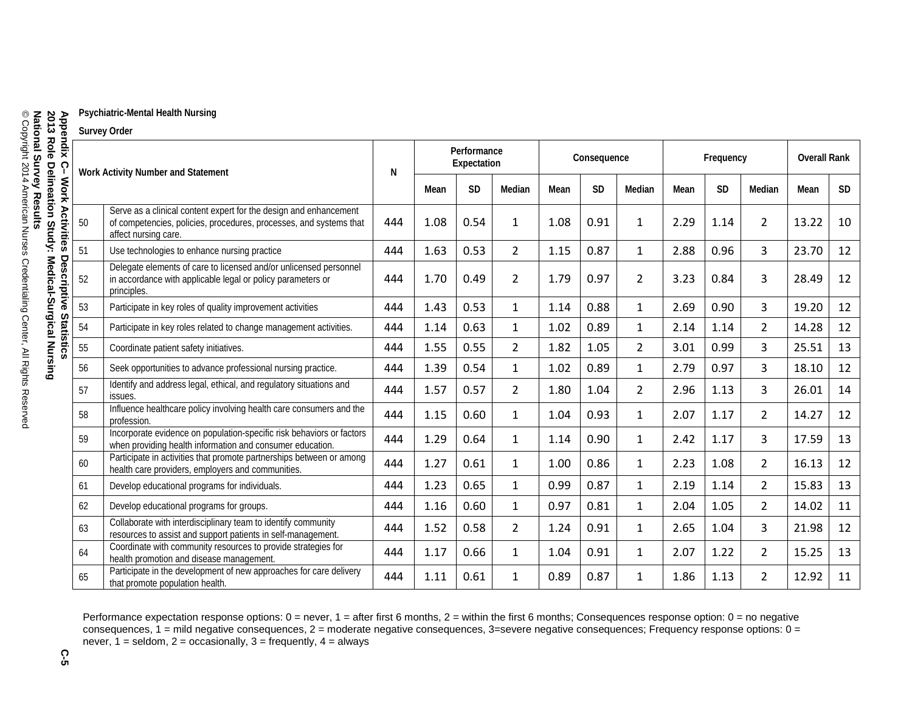**Psychiatric-Mental Health Nursing**

**Survey Order**

| Work Activity Number and Statement | | N | Performance Expectation | | | Consequence | | | Frequency | | | Overall Rank | |
|---|---|---|---|---|---|---|---|---|---|---|---|---|---|
| | | | Mean | SD | Median | Mean | SD | Median | Mean | SD | Median | Mean | SD |
| 50 | Serve as a clinical content expert for the design and enhancement of competencies, policies, procedures, processes, and systems that affect nursing care. | 444 | 1.08 | 0.54 | 1 | 1.08 | 0.91 | 1 | 2.29 | 1.14 | 2 | 13.22 | 10 |
| 51 | Use technologies to enhance nursing practice | 444 | 1.63 | 0.53 | 2 | 1.15 | 0.87 | 1 | 2.88 | 0.96 | 3 | 23.70 | 12 |
| 52 | Delegate elements of care to licensed and/or unlicensed personnel in accordance with applicable legal or policy parameters or principles. | 444 | 1.70 | 0.49 | 2 | 1.79 | 0.97 | 2 | 3.23 | 0.84 | 3 | 28.49 | 12 |
| 53 | Participate in key roles of quality improvement activities | 444 | 1.43 | 0.53 | 1 | 1.14 | 0.88 | 1 | 2.69 | 0.90 | 3 | 19.20 | 12 |
| 54 | Participate in key roles related to change management activities. | 444 | 1.14 | 0.63 | 1 | 1.02 | 0.89 | 1 | 2.14 | 1.14 | 2 | 14.28 | 12 |
| 55 | Coordinate patient safety initiatives. | 444 | 1.55 | 0.55 | 2 | 1.82 | 1.05 | 2 | 3.01 | 0.99 | 3 | 25.51 | 13 |
| 56 | Seek opportunities to advance professional nursing practice. | 444 | 1.39 | 0.54 | 1 | 1.02 | 0.89 | 1 | 2.79 | 0.97 | 3 | 18.10 | 12 |
| 57 | Identify and address legal, ethical, and regulatory situations and issues. | 444 | 1.57 | 0.57 | 2 | 1.80 | 1.04 | 2 | 2.96 | 1.13 | 3 | 26.01 | 14 |
| 58 | Influence healthcare policy involving health care consumers and the profession. | 444 | 1.15 | 0.60 | 1 | 1.04 | 0.93 | 1 | 2.07 | 1.17 | 2 | 14.27 | 12 |
| 59 | Incorporate evidence on population-specific risk behaviors or factors when providing health information and consumer education. | 444 | 1.29 | 0.64 | 1 | 1.14 | 0.90 | 1 | 2.42 | 1.17 | 3 | 17.59 | 13 |
| 60 | Participate in activities that promote partnerships between or among health care providers, employers and communities. | 444 | 1.27 | 0.61 | 1 | 1.00 | 0.86 | 1 | 2.23 | 1.08 | 2 | 16.13 | 12 |
| 61 | Develop educational programs for individuals. | 444 | 1.23 | 0.65 | 1 | 0.99 | 0.87 | 1 | 2.19 | 1.14 | 2 | 15.83 | 13 |
| 62 | Develop educational programs for groups. | 444 | 1.16 | 0.60 | 1 | 0.97 | 0.81 | 1 | 2.04 | 1.05 | 2 | 14.02 | 11 |
| 63 | Collaborate with interdisciplinary team to identify community resources to assist and support patients in self-management. | 444 | 1.52 | 0.58 | 2 | 1.24 | 0.91 | 1 | 2.65 | 1.04 | 3 | 21.98 | 12 |
| 64 | Coordinate with community resources to provide strategies for health promotion and disease management. | 444 | 1.17 | 0.66 | 1 | 1.04 | 0.91 | 1 | 2.07 | 1.22 | 2 | 15.25 | 13 |
| 65 | Participate in the development of new approaches for care delivery that promote population health. | 444 | 1.11 | 0.61 | 1 | 0.89 | 0.87 | 1 | 1.86 | 1.13 | 2 | 12.92 | 11 |

Performance expectation response options: 0 = never, 1 = after first 6 months, 2 = within the first 6 months; Consequences response option: 0 = no negative consequences, 1 = mild negative consequences, 2 = moderate negative consequences, 3=severe negative consequences; Frequency response options: 0 = never, 1 = seldom, 2 = occasionally, 3 = frequently, 4 = always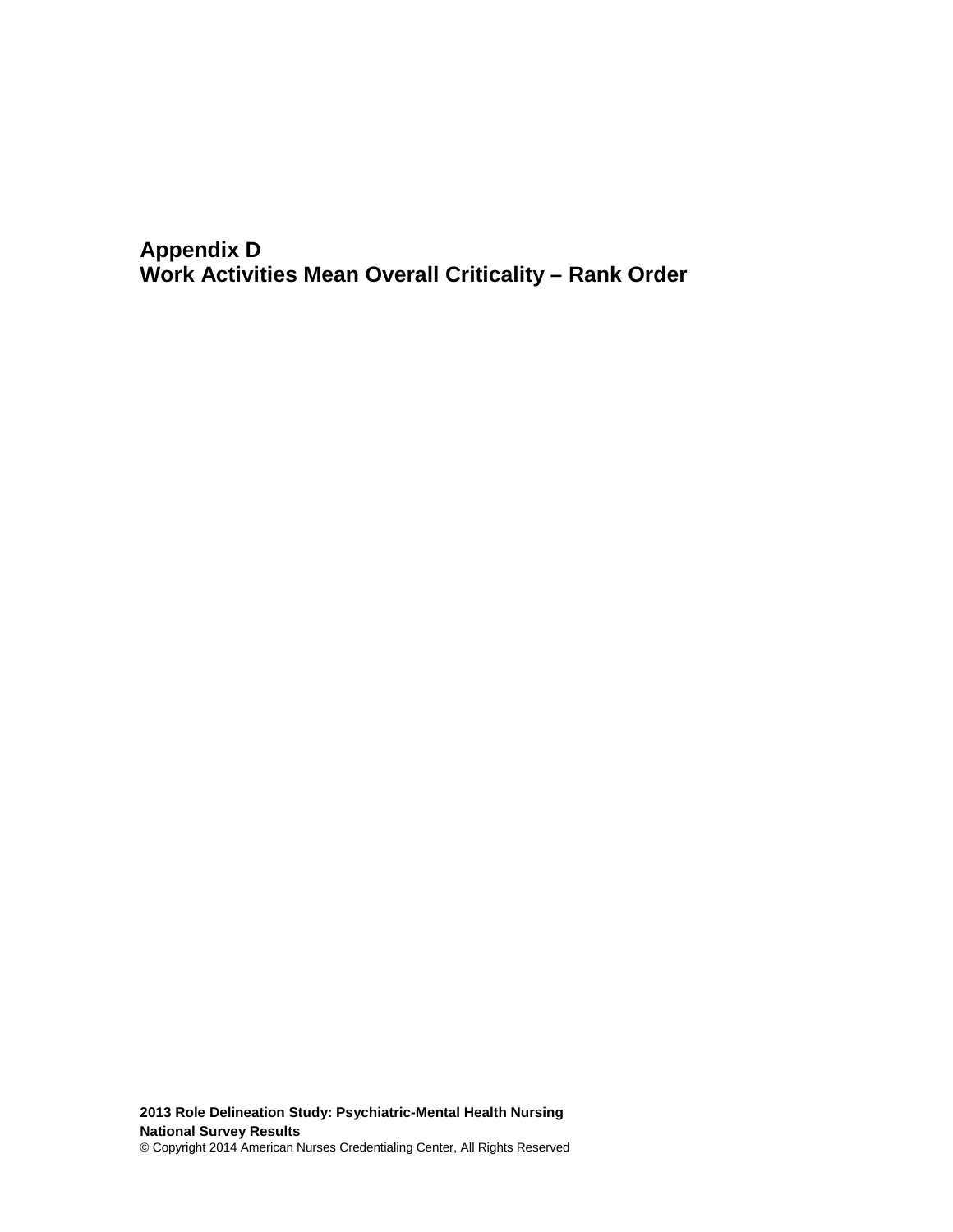# Appendix D
# Work Activities Mean Overall Criticality – Rank Order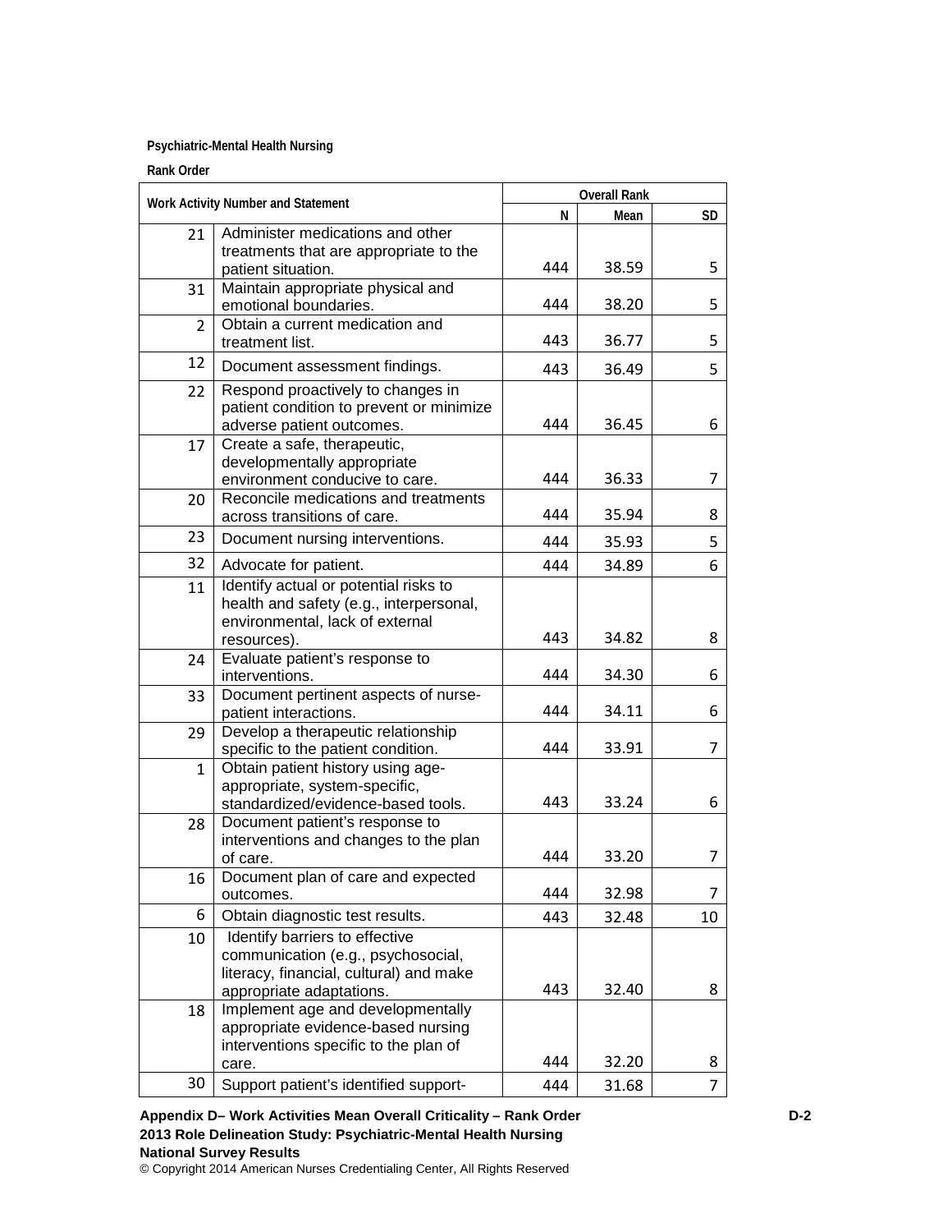**Psychiatric-Mental Health Nursing**

**Rank Order**

| Work Activity Number and Statement | | Overall Rank | | |
|---|---|---|---|---|
| | | N | Mean | SD |
| 21 | Administer medications and other treatments that are appropriate to the patient situation. | 444 | 38.59 | 5 |
| 31 | Maintain appropriate physical and emotional boundaries. | 444 | 38.20 | 5 |
| 2 | Obtain a current medication and treatment list. | 443 | 36.77 | 5 |
| 12 | Document assessment findings. | 443 | 36.49 | 5 |
| 22 | Respond proactively to changes in patient condition to prevent or minimize adverse patient outcomes. | 444 | 36.45 | 6 |
| 17 | Create a safe, therapeutic, developmentally appropriate environment conducive to care. | 444 | 36.33 | 7 |
| 20 | Reconcile medications and treatments across transitions of care. | 444 | 35.94 | 8 |
| 23 | Document nursing interventions. | 444 | 35.93 | 5 |
| 32 | Advocate for patient. | 444 | 34.89 | 6 |
| 11 | Identify actual or potential risks to health and safety (e.g., interpersonal, environmental, lack of external resources). | 443 | 34.82 | 8 |
| 24 | Evaluate patient's response to interventions. | 444 | 34.30 | 6 |
| 33 | Document pertinent aspects of nurse-patient interactions. | 444 | 34.11 | 6 |
| 29 | Develop a therapeutic relationship specific to the patient condition. | 444 | 33.91 | 7 |
| 1 | Obtain patient history using age-appropriate, system-specific, standardized/evidence-based tools. | 443 | 33.24 | 6 |
| 28 | Document patient's response to interventions and changes to the plan of care. | 444 | 33.20 | 7 |
| 16 | Document plan of care and expected outcomes. | 444 | 32.98 | 7 |
| 6 | Obtain diagnostic test results. | 443 | 32.48 | 10 |
| 10 | Identify barriers to effective communication (e.g., psychosocial, literacy, financial, cultural) and make appropriate adaptations. | 443 | 32.40 | 8 |
| 18 | Implement age and developmentally appropriate evidence-based nursing interventions specific to the plan of care. | 444 | 32.20 | 8 |
| 30 | Support patient's identified support- | 444 | 31.68 | 7 |

**Appendix D– Work Activities Mean Overall Criticality – Rank Order**
**2013 Role Delineation Study: Psychiatric-Mental Health Nursing**
**National Survey Results**
© Copyright 2014 American Nurses Credentialing Center, All Rights Reserved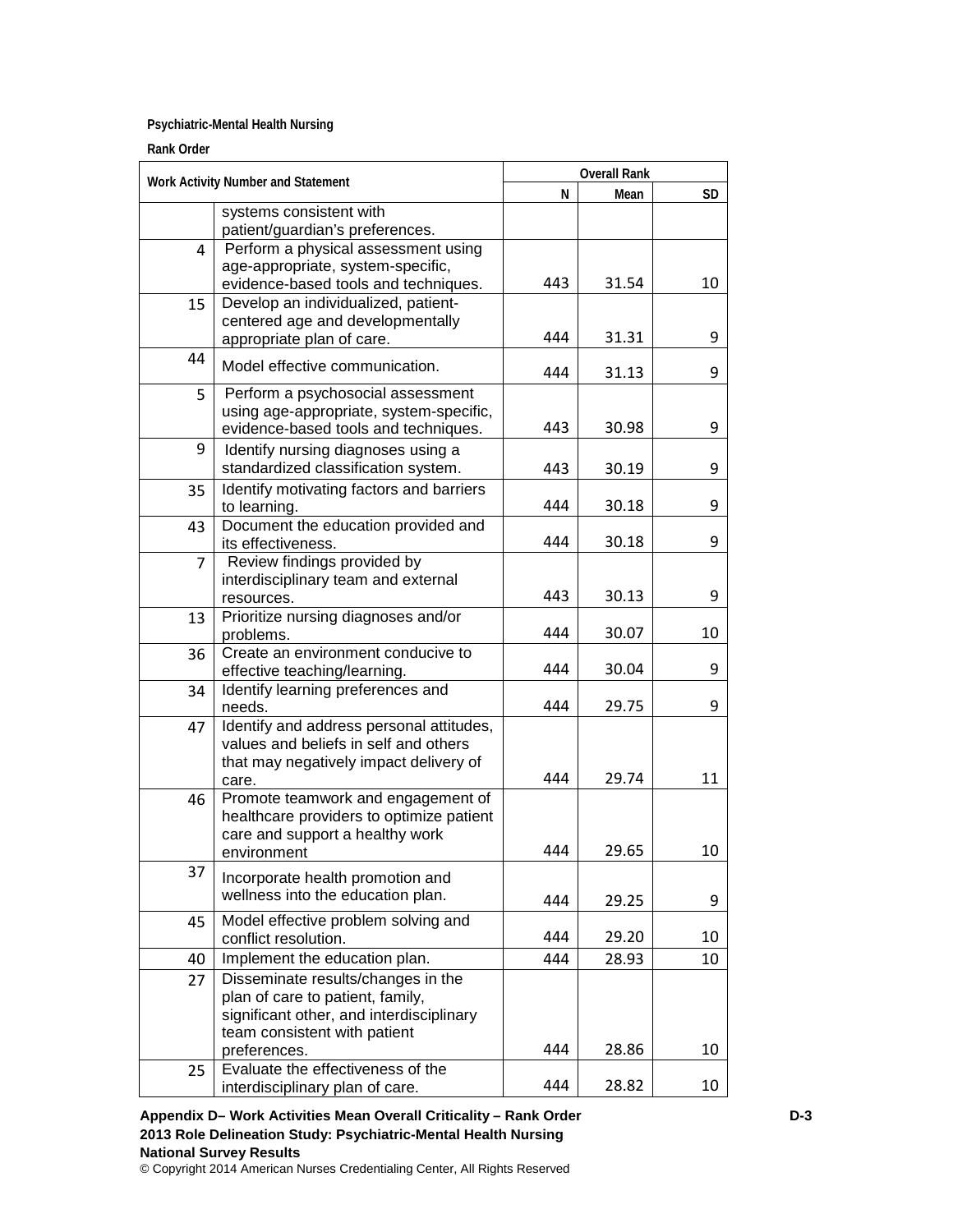**Psychiatric-Mental Health Nursing**

**Rank Order**

| Work Activity Number and Statement | | Overall Rank | | |
|---|---|---|---|---|
| | | N | Mean | SD |
| | systems consistent with patient/guardian's preferences. | | | |
| 4 | Perform a physical assessment using age-appropriate, system-specific, evidence-based tools and techniques. | 443 | 31.54 | 10 |
| 15 | Develop an individualized, patient-centered age and developmentally appropriate plan of care. | 444 | 31.31 | 9 |
| 44 | Model effective communication. | 444 | 31.13 | 9 |
| 5 | Perform a psychosocial assessment using age-appropriate, system-specific, evidence-based tools and techniques. | 443 | 30.98 | 9 |
| 9 | Identify nursing diagnoses using a standardized classification system. | 443 | 30.19 | 9 |
| 35 | Identify motivating factors and barriers to learning. | 444 | 30.18 | 9 |
| 43 | Document the education provided and its effectiveness. | 444 | 30.18 | 9 |
| 7 | Review findings provided by interdisciplinary team and external resources. | 443 | 30.13 | 9 |
| 13 | Prioritize nursing diagnoses and/or problems. | 444 | 30.07 | 10 |
| 36 | Create an environment conducive to effective teaching/learning. | 444 | 30.04 | 9 |
| 34 | Identify learning preferences and needs. | 444 | 29.75 | 9 |
| 47 | Identify and address personal attitudes, values and beliefs in self and others that may negatively impact delivery of care. | 444 | 29.74 | 11 |
| 46 | Promote teamwork and engagement of healthcare providers to optimize patient care and support a healthy work environment | 444 | 29.65 | 10 |
| 37 | Incorporate health promotion and wellness into the education plan. | 444 | 29.25 | 9 |
| 45 | Model effective problem solving and conflict resolution. | 444 | 29.20 | 10 |
| 40 | Implement the education plan. | 444 | 28.93 | 10 |
| 27 | Disseminate results/changes in the plan of care to patient, family, significant other, and interdisciplinary team consistent with patient preferences. | 444 | 28.86 | 10 |
| 25 | Evaluate the effectiveness of the interdisciplinary plan of care. | 444 | 28.82 | 10 |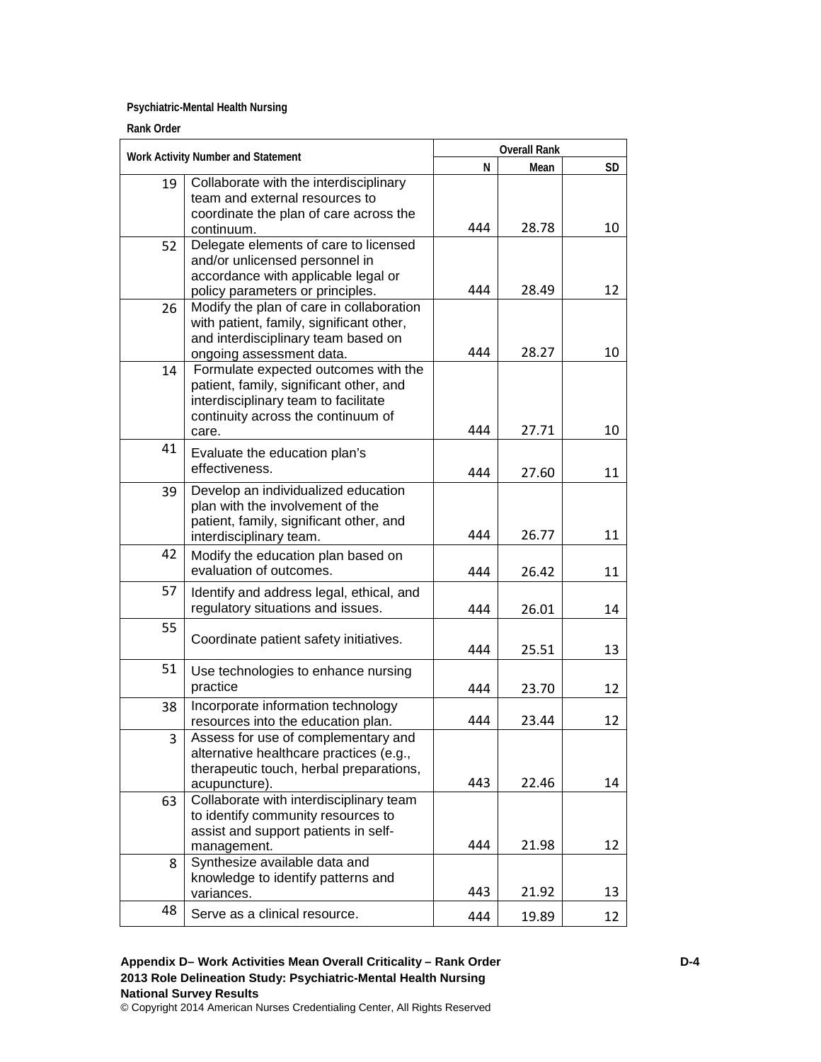**Psychiatric-Mental Health Nursing**

**Rank Order**

| Work Activity Number and Statement | | Overall Rank | | |
|---|---|---|---|---|
| | | N | Mean | SD |
| 19 | Collaborate with the interdisciplinary team and external resources to coordinate the plan of care across the continuum. | 444 | 28.78 | 10 |
| 52 | Delegate elements of care to licensed and/or unlicensed personnel in accordance with applicable legal or policy parameters or principles. | 444 | 28.49 | 12 |
| 26 | Modify the plan of care in collaboration with patient, family, significant other, and interdisciplinary team based on ongoing assessment data. | 444 | 28.27 | 10 |
| 14 | Formulate expected outcomes with the patient, family, significant other, and interdisciplinary team to facilitate continuity across the continuum of care. | 444 | 27.71 | 10 |
| 41 | Evaluate the education plan's effectiveness. | 444 | 27.60 | 11 |
| 39 | Develop an individualized education plan with the involvement of the patient, family, significant other, and interdisciplinary team. | 444 | 26.77 | 11 |
| 42 | Modify the education plan based on evaluation of outcomes. | 444 | 26.42 | 11 |
| 57 | Identify and address legal, ethical, and regulatory situations and issues. | 444 | 26.01 | 14 |
| 55 | Coordinate patient safety initiatives. | 444 | 25.51 | 13 |
| 51 | Use technologies to enhance nursing practice | 444 | 23.70 | 12 |
| 38 | Incorporate information technology resources into the education plan. | 444 | 23.44 | 12 |
| 3 | Assess for use of complementary and alternative healthcare practices (e.g., therapeutic touch, herbal preparations, acupuncture). | 443 | 22.46 | 14 |
| 63 | Collaborate with interdisciplinary team to identify community resources to assist and support patients in self-management. | 444 | 21.98 | 12 |
| 8 | Synthesize available data and knowledge to identify patterns and variances. | 443 | 21.92 | 13 |
| 48 | Serve as a clinical resource. | 444 | 19.89 | 12 |

**Appendix D– Work Activities Mean Overall Criticality – Rank Order**
**2013 Role Delineation Study: Psychiatric-Mental Health Nursing**
**National Survey Results**
© Copyright 2014 American Nurses Credentialing Center, All Rights Reserved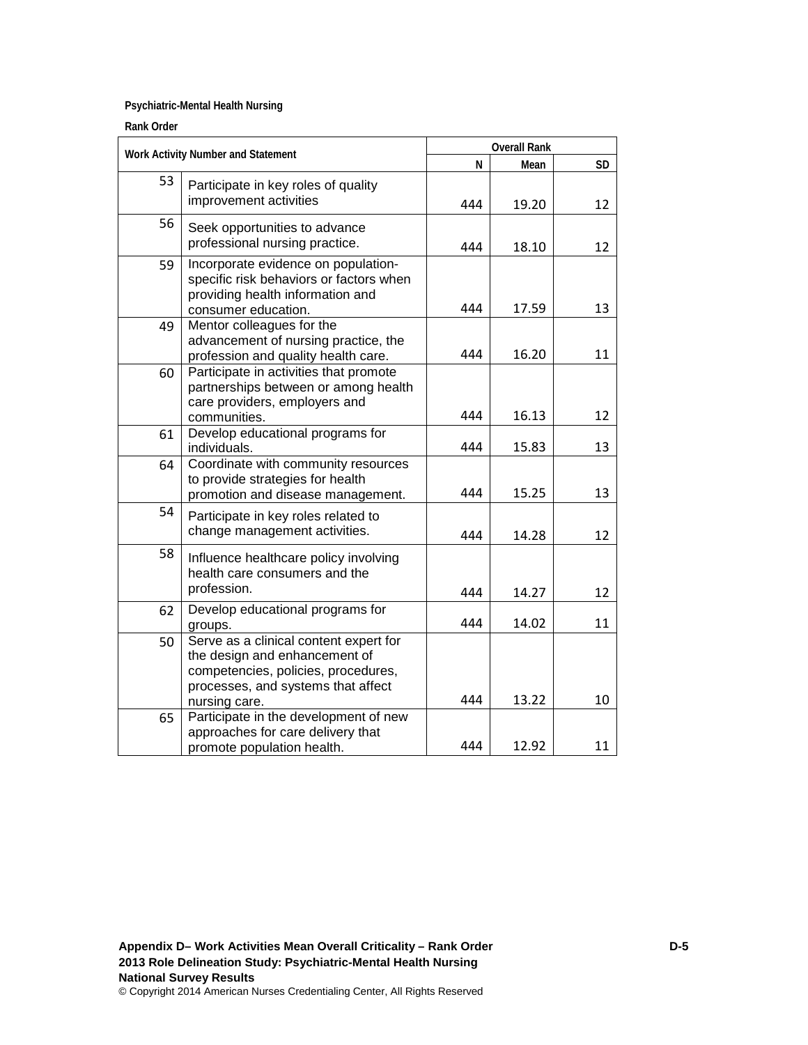**Psychiatric-Mental Health Nursing**

**Rank Order**

| Work Activity Number and Statement | | Overall Rank | | |
|---|---|---|---|---|
| | | N | Mean | SD |
| 53 | Participate in key roles of quality improvement activities | 444 | 19.20 | 12 |
| 56 | Seek opportunities to advance professional nursing practice. | 444 | 18.10 | 12 |
| 59 | Incorporate evidence on population-specific risk behaviors or factors when providing health information and consumer education. | 444 | 17.59 | 13 |
| 49 | Mentor colleagues for the advancement of nursing practice, the profession and quality health care. | 444 | 16.20 | 11 |
| 60 | Participate in activities that promote partnerships between or among health care providers, employers and communities. | 444 | 16.13 | 12 |
| 61 | Develop educational programs for individuals. | 444 | 15.83 | 13 |
| 64 | Coordinate with community resources to provide strategies for health promotion and disease management. | 444 | 15.25 | 13 |
| 54 | Participate in key roles related to change management activities. | 444 | 14.28 | 12 |
| 58 | Influence healthcare policy involving health care consumers and the profession. | 444 | 14.27 | 12 |
| 62 | Develop educational programs for groups. | 444 | 14.02 | 11 |
| 50 | Serve as a clinical content expert for the design and enhancement of competencies, policies, procedures, processes, and systems that affect nursing care. | 444 | 13.22 | 10 |
| 65 | Participate in the development of new approaches for care delivery that promote population health. | 444 | 12.92 | 11 |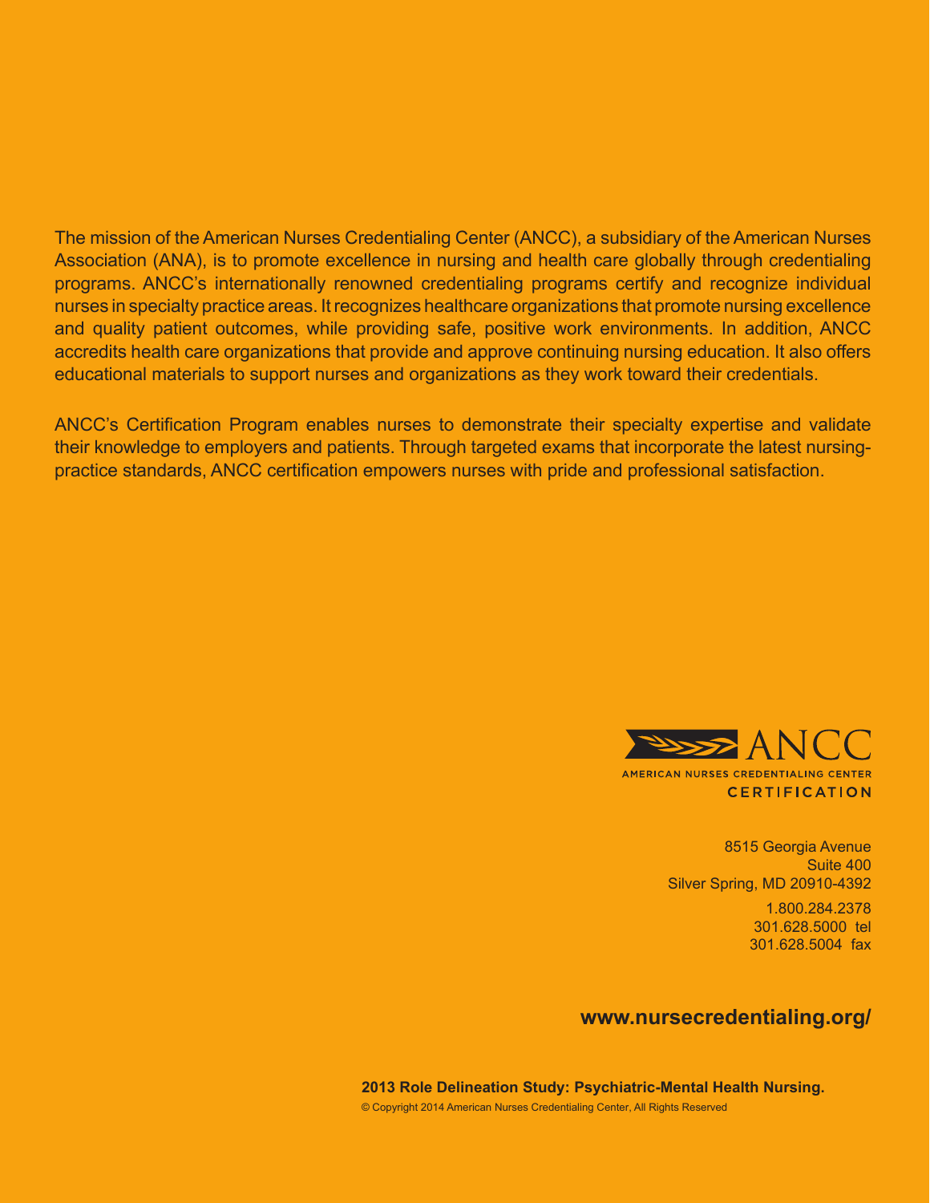The mission of the American Nurses Credentialing Center (ANCC), a subsidiary of the American Nurses Association (ANA), is to promote excellence in nursing and health care globally through credentialing programs. ANCC's internationally renowned credentialing programs certify and recognize individual nurses in specialty practice areas. It recognizes healthcare organizations that promote nursing excellence and quality patient outcomes, while providing safe, positive work environments. In addition, ANCC accredits health care organizations that provide and approve continuing nursing education. It also offers educational materials to support nurses and organizations as they work toward their credentials.

ANCC's Certification Program enables nurses to demonstrate their specialty expertise and validate their knowledge to employers and patients. Through targeted exams that incorporate the latest nursing-practice standards, ANCC certification empowers nurses with pride and professional satisfaction.

ANCC

AMERICAN NURSES CREDENTIALING CENTER

CERTIFICATION

8515 Georgia Avenue
Suite 400
Silver Spring, MD 20910-4392

1.800.284.2378
301.628.5000 tel
301.628.5004 fax

**www.nursecredentialing.org/**

**2013 Role Delineation Study: Psychiatric-Mental Health Nursing.**

© Copyright 2014 American Nurses Credentialing Center, All Rights Reserved